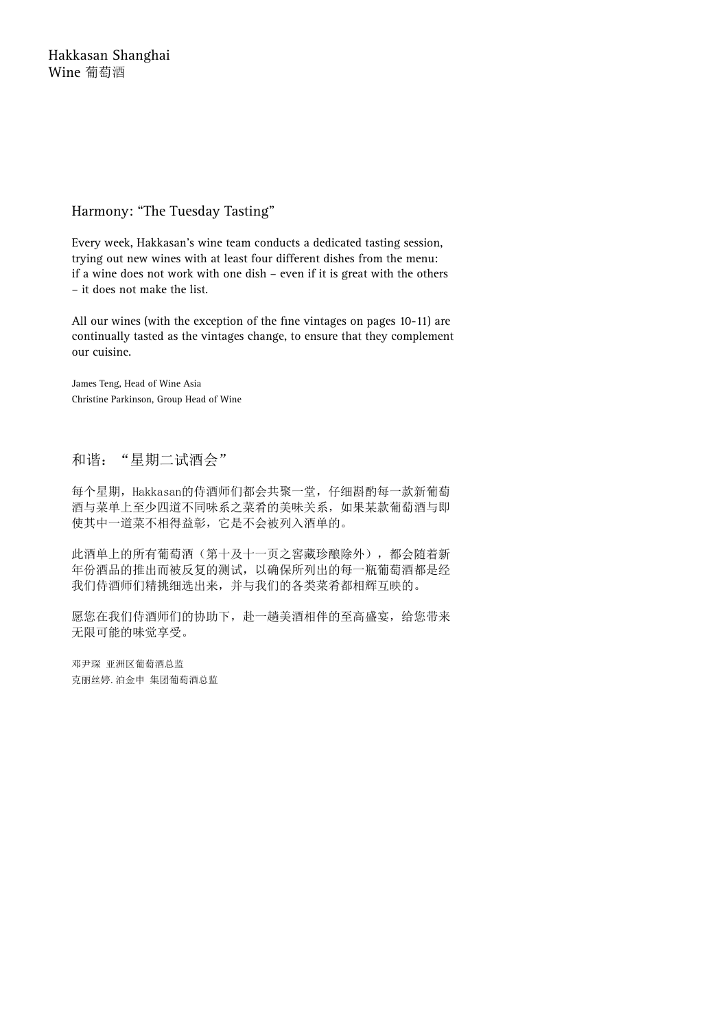Hakkasan Shanghai
Wine 葡萄酒

## Harmony: "The Tuesday Tasting"

Every week, Hakkasan's wine team conducts a dedicated tasting session, trying out new wines with at least four different dishes from the menu: if a wine does not work with one dish – even if it is great with the others – it does not make the list.

All our wines (with the exception of the fine vintages on pages 10-11) are continually tasted as the vintages change, to ensure that they complement our cuisine.

James Teng, Head of Wine Asia
Christine Parkinson, Group Head of Wine

## 和谐：“星期二试酒会”

每个星期，Hakkasan的侍酒师们都会共聚一堂，仔细斟酌每一款新葡萄酒与菜单上至少四道不同味系之菜肴的美味关系，如果某款葡萄酒与即使其中一道菜不相得益彰，它是不会被列入酒单的。

此酒单上的所有葡萄酒（第十及十一页之窖藏珍酿除外），都会随着新年份酒品的推出而被反复的测试，以确保所列出的每一瓶葡萄酒都是经我们侍酒师们精挑细选出来，并与我们的各类菜肴都相辉互映的。

愿您在我们侍酒师们的协助下，赴一趟美酒相伴的至高盛宴，给您带来无限可能的味觉享受。

邓尹琛 亚洲区葡萄酒总监
克丽丝婷.泊金申 集团葡萄酒总监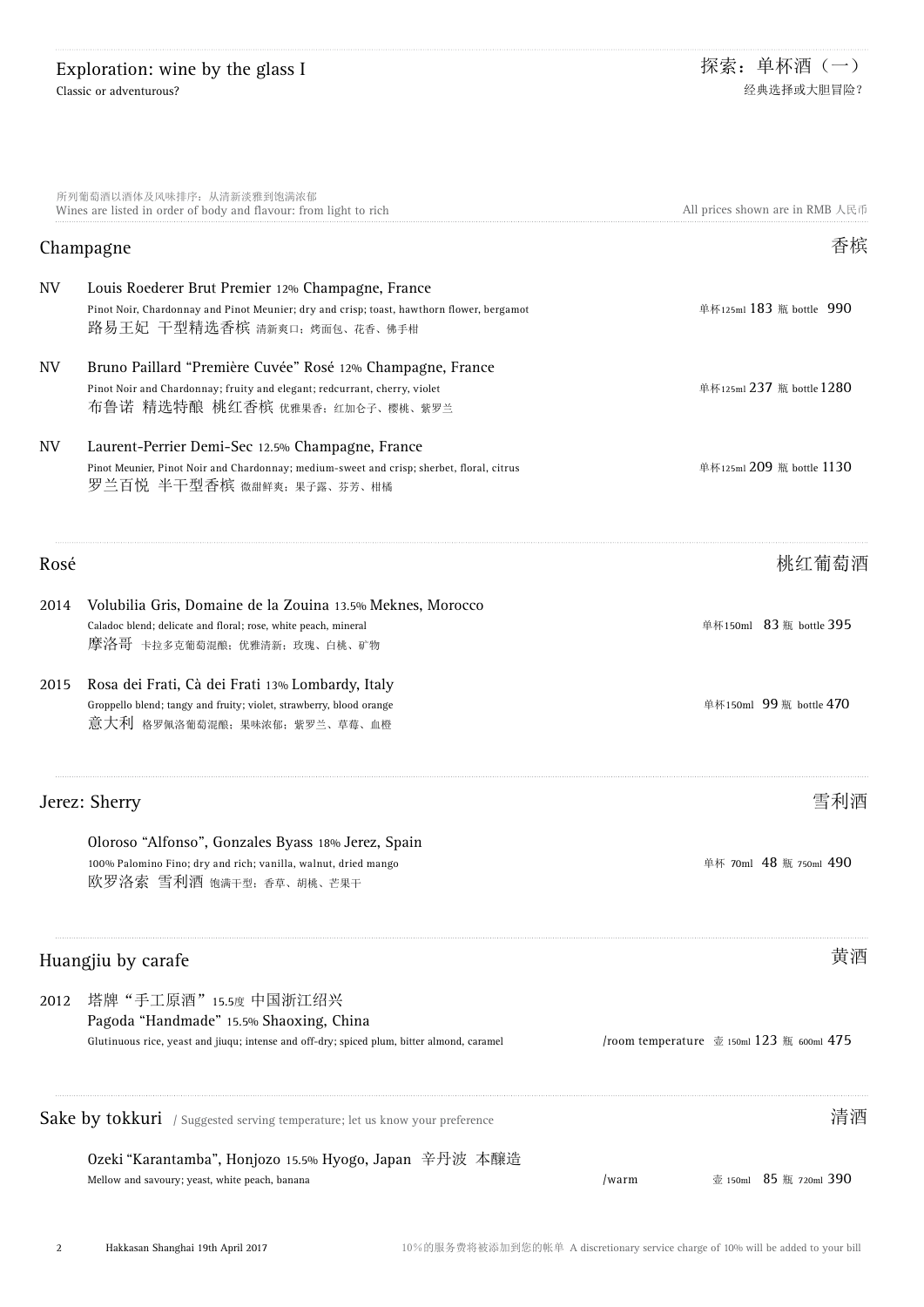# Exploration: wine by the glass I

Classic or adventurous?

# 探索：单杯酒（一）

经典选择或大胆冒险？

所列葡萄酒以酒体及风味排序：从清新淡雅到饱满浓郁
Wines are listed in order of body and flavour: from light to rich

All prices shown are in RMB 人民币

## Champagne 香槟

**NV** Louis Roederer Brut Premier 12% Champagne, France
Pinot Noir, Chardonnay and Pinot Meunier; dry and crisp; toast, hawthorn flower, bergamot
路易王妃 干型精选香槟 清新爽口；烤面包、花香、佛手柑
单杯125ml 183 瓶 bottle 990

**NV** Bruno Paillard "Première Cuvée" Rosé 12% Champagne, France
Pinot Noir and Chardonnay; fruity and elegant; redcurrant, cherry, violet
布鲁诺 精选特酿 桃红香槟 优雅果香；红加仑子、樱桃、紫罗兰
单杯125ml 237 瓶 bottle 1280

**NV** Laurent-Perrier Demi-Sec 12.5% Champagne, France
Pinot Meunier, Pinot Noir and Chardonnay; medium-sweet and crisp; sherbet, floral, citrus
罗兰百悦 半干型香槟 微甜鲜爽；果子露、芬芳、柑橘
单杯125ml 209 瓶 bottle 1130

## Rosé 桃红葡萄酒

**2014** Volubilia Gris, Domaine de la Zouina 13.5% Meknes, Morocco
Caladoc blend; delicate and floral; rose, white peach, mineral
摩洛哥 卡拉多克葡萄混酿；优雅清新；玫瑰、白桃、矿物
单杯150ml 83 瓶 bottle 395

**2015** Rosa dei Frati, Cà dei Frati 13% Lombardy, Italy
Groppello blend; tangy and fruity; violet, strawberry, blood orange
意大利 格罗佩洛葡萄混酿；果味浓郁；紫罗兰、草莓、血橙
单杯150ml 99 瓶 bottle 470

## Jerez: Sherry 雪利酒

Oloroso "Alfonso", Gonzales Byass 18% Jerez, Spain
100% Palomino Fino; dry and rich; vanilla, walnut, dried mango
欧罗洛索 雪利酒 饱满干型；香草、胡桃、芒果干
单杯 70ml 48 瓶 750ml 490

## Huangjiu by carafe 黄酒

**2012** 塔牌"手工原酒"15.5度 中国浙江绍兴
Pagoda "Handmade" 15.5% Shaoxing, China
Glutinuous rice, yeast and jiuqu; intense and off-dry; spiced plum, bitter almond, caramel
/room temperature 壶 150ml 123 瓶 600ml 475

## Sake by tokkuri 清酒

/ Suggested serving temperature; let us know your preference

Ozeki "Karantamba", Honjozo 15.5% Hyogo, Japan 辛丹波 本醸造
Mellow and savoury; yeast, white peach, banana
/warm 壶 150ml 85 瓶 720ml 390

Hakkasan Shanghai 19th April 2017

10%的服务费将被添加到您的帐单 A discretionary service charge of 10% will be added to your bill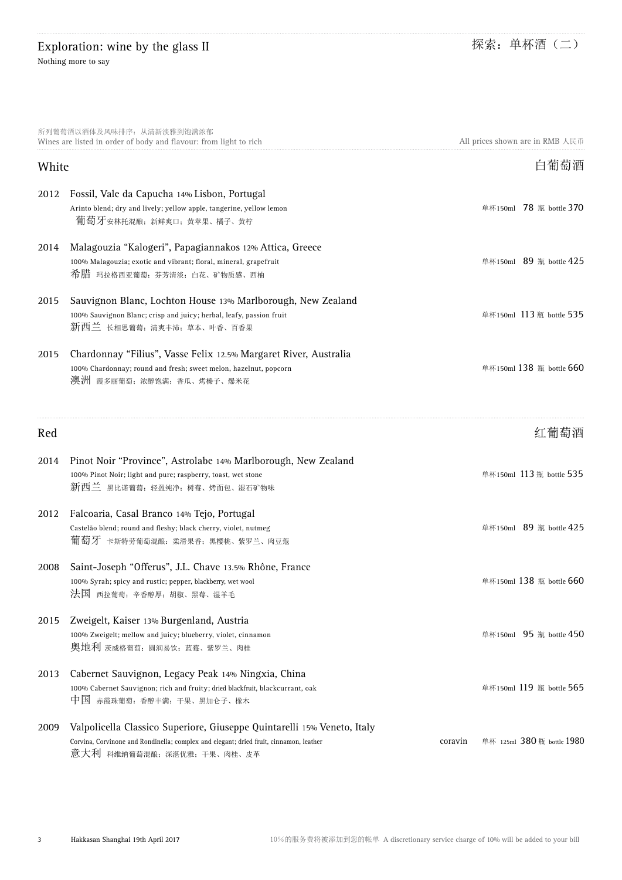# Exploration: wine by the glass II

# 探索：单杯酒（二）

Nothing more to say

所列葡萄酒以酒体及风味排序：从清新淡雅到饱满浓郁
Wines are listed in order of body and flavour: from light to rich

All prices shown are in RMB 人民币

## White 白葡萄酒

**2012 Fossil, Vale da Capucha 14% Lisbon, Portugal**
Arinto blend; dry and lively; yellow apple, tangerine, yellow lemon
葡萄牙安林托混酿：新鲜爽口：黄苹果、橘子、黄柠
单杯150ml 78 瓶 bottle 370

**2014 Malagouzia "Kalogeri", Papagiannakos 12% Attica, Greece**
100% Malagouzia; exotic and vibrant; floral, mineral, grapefruit
希腊 玛拉格西亚葡萄：芬芳清淡：白花、矿物质感、西柚
单杯150ml 89 瓶 bottle 425

**2015 Sauvignon Blanc, Lochton House 13% Marlborough, New Zealand**
100% Sauvignon Blanc; crisp and juicy; herbal, leafy, passion fruit
新西兰 长相思葡萄：清爽丰沛：草本、叶香、百香果
单杯150ml 113 瓶 bottle 535

**2015 Chardonnay "Filius", Vasse Felix 12.5% Margaret River, Australia**
100% Chardonnay; round and fresh; sweet melon, hazelnut, popcorn
澳洲 霞多丽葡萄：浓醇饱满：香瓜、烤榛子、爆米花
单杯150ml 138 瓶 bottle 660

## Red 红葡萄酒

**2014 Pinot Noir "Province", Astrolabe 14% Marlborough, New Zealand**
100% Pinot Noir; light and pure; raspberry, toast, wet stone
新西兰 黑比诺葡萄：轻盈纯净：树莓、烤面包、湿石矿物味
单杯150ml 113 瓶 bottle 535

**2012 Falcoaria, Casal Branco 14% Tejo, Portugal**
Castelão blend; round and fleshy; black cherry, violet, nutmeg
葡萄牙 卡斯特劳葡萄混酿：柔滑果香：黑樱桃、紫罗兰、肉豆蔻
单杯150ml 89 瓶 bottle 425

**2008 Saint-Joseph "Offerus", J.L. Chave 13.5% Rhône, France**
100% Syrah; spicy and rustic; pepper, blackberry, wet wool
法国 西拉葡萄：辛香醇厚：胡椒、黑莓、湿羊毛
单杯150ml 138 瓶 bottle 660

**2015 Zweigelt, Kaiser 13% Burgenland, Austria**
100% Zweigelt; mellow and juicy; blueberry, violet, cinnamon
奥地利 茨威格葡萄：圆润易饮：蓝莓、紫罗兰、肉桂
单杯150ml 95 瓶 bottle 450

**2013 Cabernet Sauvignon, Legacy Peak 14% Ningxia, China**
100% Cabernet Sauvignon; rich and fruity; dried blackfruit, blackcurrant, oak
中国 赤霞珠葡萄：香醇丰满：干果、黑加仑子、橡木
单杯150ml 119 瓶 bottle 565

**2009 Valpolicella Classico Superiore, Giuseppe Quintarelli 15% Veneto, Italy**
Corvina, Corvinone and Rondinella; complex and elegant; dried fruit, cinnamon, leather
意大利 科维纳葡萄混酿：深湛优雅：干果、肉桂、皮革
coravin 单杯 125ml 380 瓶 bottle 1980

Hakkasan Shanghai 19th April 2017

10%的服务费将被添加到您的帐单 A discretionary service charge of 10% will be added to your bill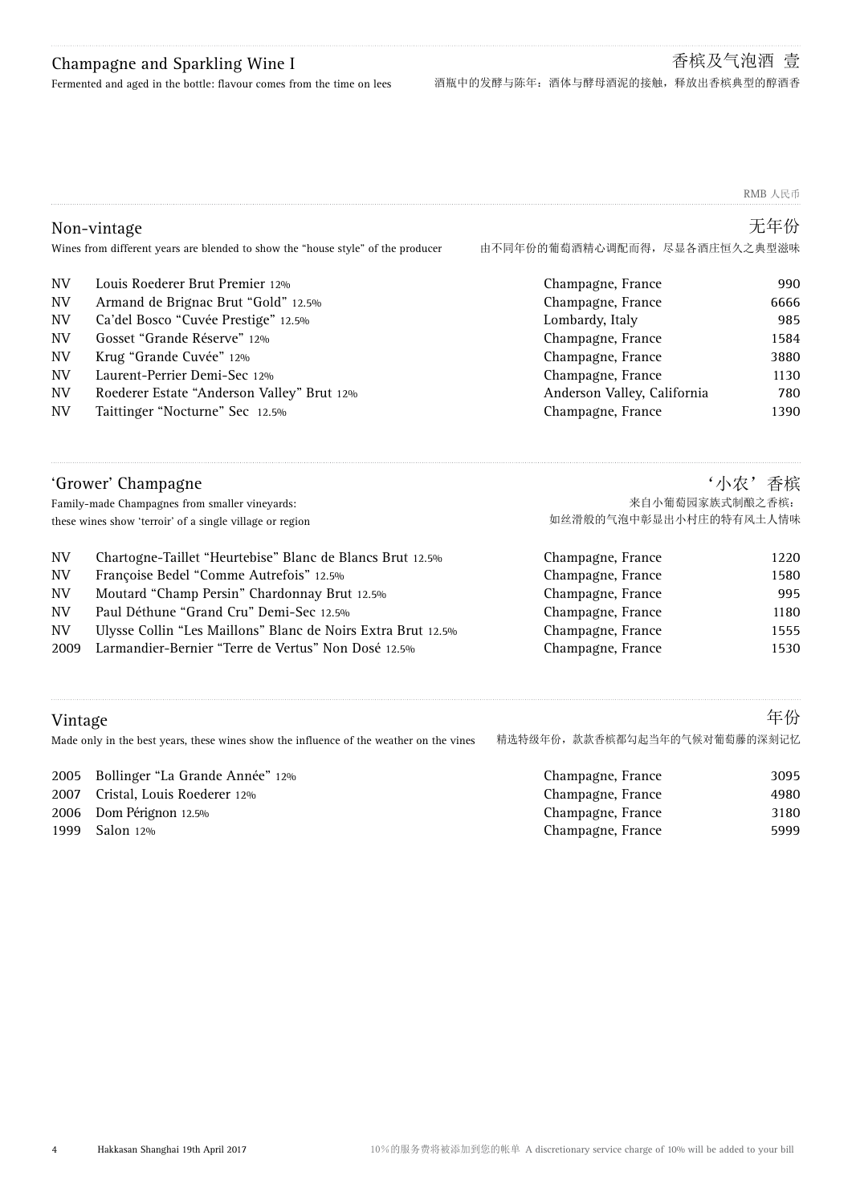## Champagne and Sparkling Wine I

## 香槟及气泡酒 壹

Fermented and aged in the bottle: flavour comes from the time on lees

酒瓶中的发酵与陈年：酒体与酵母酒泥的接触，释放出香槟典型的醇酒香

RMB 人民币

### Non-vintage

### 无年份

Wines from different years are blended to show the "house style" of the producer

由不同年份的葡萄酒精心调配而得，尽显各酒庄恒久之典型滋味

| | | | |
|---|---|---|---|
| NV | Louis Roederer Brut Premier 12% | Champagne, France | 990 |
| NV | Armand de Brignac Brut "Gold" 12.5% | Champagne, France | 6666 |
| NV | Ca'del Bosco "Cuvée Prestige" 12.5% | Lombardy, Italy | 985 |
| NV | Gosset "Grande Réserve" 12% | Champagne, France | 1584 |
| NV | Krug "Grande Cuvée" 12% | Champagne, France | 3880 |
| NV | Laurent-Perrier Demi-Sec 12% | Champagne, France | 1130 |
| NV | Roederer Estate "Anderson Valley" Brut 12% | Anderson Valley, California | 780 |
| NV | Taittinger "Nocturne" Sec 12.5% | Champagne, France | 1390 |

### 'Grower' Champagne

### '小农' 香槟

Family-made Champagnes from smaller vineyards:
these wines show 'terroir' of a single village or region

来自小葡萄园家族式制酿之香槟：
如丝滑般的气泡中彰显出小村庄的特有风土人情味

| | | | |
|---|---|---|---|
| NV | Chartogne-Taillet "Heurtebise" Blanc de Blancs Brut 12.5% | Champagne, France | 1220 |
| NV | Françoise Bedel "Comme Autrefois" 12.5% | Champagne, France | 1580 |
| NV | Moutard "Champ Persin" Chardonnay Brut 12.5% | Champagne, France | 995 |
| NV | Paul Déthune "Grand Cru" Demi-Sec 12.5% | Champagne, France | 1180 |
| NV | Ulysse Collin "Les Maillons" Blanc de Noirs Extra Brut 12.5% | Champagne, France | 1555 |
| 2009 | Larmandier-Bernier "Terre de Vertus" Non Dosé 12.5% | Champagne, France | 1530 |

### Vintage

### 年份

Made only in the best years, these wines show the influence of the weather on the vines

精选特级年份，款款香槟都勾起当年的气候对葡萄藤的深刻记忆

| | | | |
|---|---|---|---|
| 2005 | Bollinger "La Grande Année" 12% | Champagne, France | 3095 |
| 2007 | Cristal, Louis Roederer 12% | Champagne, France | 4980 |
| 2006 | Dom Pérignon 12.5% | Champagne, France | 3180 |
| 1999 | Salon 12% | Champagne, France | 5999 |

10%的服务费将被添加到您的帐单 A discretionary service charge of 10% will be added to your bill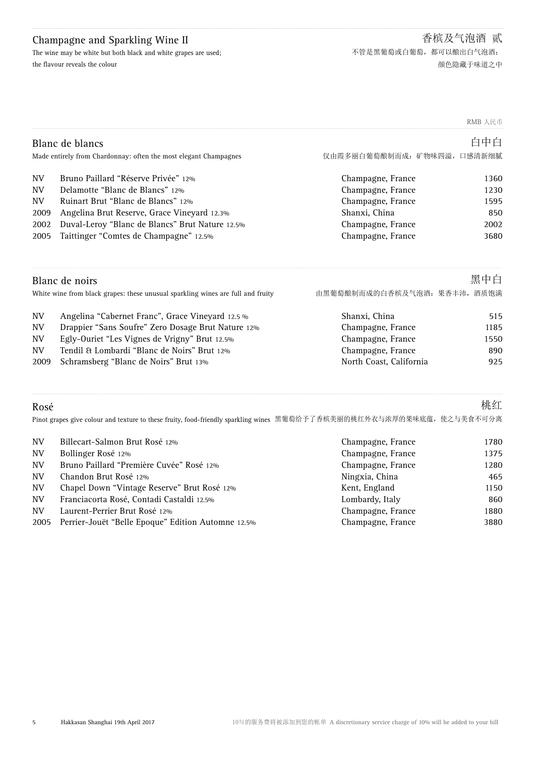## Champagne and Sparkling Wine II

## 香槟及气泡酒 贰

The wine may be white but both black and white grapes are used; the flavour reveals the colour

不管是黑葡萄或白葡萄，都可以酿出白气泡酒：颜色隐藏于味道之中

RMB 人民币

### Blanc de blancs

### 白中白

Made entirely from Chardonnay: often the most elegant Champagnes

仅由霞多丽白葡萄酿制而成：矿物味四溢，口感清新细腻

| | | | |
|---|---|---|---|
| NV | Bruno Paillard “Réserve Privée” 12% | Champagne, France | 1360 |
| NV | Delamotte “Blanc de Blancs” 12% | Champagne, France | 1230 |
| NV | Ruinart Brut “Blanc de Blancs” 12% | Champagne, France | 1595 |
| 2009 | Angelina Brut Reserve, Grace Vineyard 12.3% | Shanxi, China | 850 |
| 2002 | Duval-Leroy “Blanc de Blancs” Brut Nature 12.5% | Champagne, France | 2002 |
| 2005 | Taittinger “Comtes de Champagne” 12.5% | Champagne, France | 3680 |

### Blanc de noirs

### 黑中白

White wine from black grapes: these unusual sparkling wines are full and fruity

由黑葡萄酿制而成的白香槟及气泡酒：果香丰沛，酒质饱满

| | | | |
|---|---|---|---|
| NV | Angelina “Cabernet Franc”, Grace Vineyard 12.5 % | Shanxi, China | 515 |
| NV | Drappier “Sans Soufre” Zero Dosage Brut Nature 12% | Champagne, France | 1185 |
| NV | Egly-Ouriet “Les Vignes de Vrigny” Brut 12.5% | Champagne, France | 1550 |
| NV | Tendil & Lombardi “Blanc de Noirs” Brut 12% | Champagne, France | 890 |
| 2009 | Schramsberg “Blanc de Noirs” Brut 13% | North Coast, California | 925 |

### Rosé

### 桃红

Pinot grapes give colour and texture to these fruity, food-friendly sparkling wines

黑葡萄给予了香槟美丽的桃红外衣与浓厚的果味底蕴，使之与美食不可分离

| | | | |
|---|---|---|---|
| NV | Billecart-Salmon Brut Rosé 12% | Champagne, France | 1780 |
| NV | Bollinger Rosé 12% | Champagne, France | 1375 |
| NV | Bruno Paillard “Première Cuvée” Rosé 12% | Champagne, France | 1280 |
| NV | Chandon Brut Rosé 12% | Ningxia, China | 465 |
| NV | Chapel Down “Vintage Reserve” Brut Rosé 12% | Kent, England | 1150 |
| NV | Franciacorta Rosé, Contadi Castaldi 12.5% | Lombardy, Italy | 860 |
| NV | Laurent-Perrier Brut Rosé 12% | Champagne, France | 1880 |
| 2005 | Perrier-Jouët “Belle Epoque” Edition Automne 12.5% | Champagne, France | 3880 |

10%的服务费将被添加到您的帐单 A discretionary service charge of 10% will be added to your bill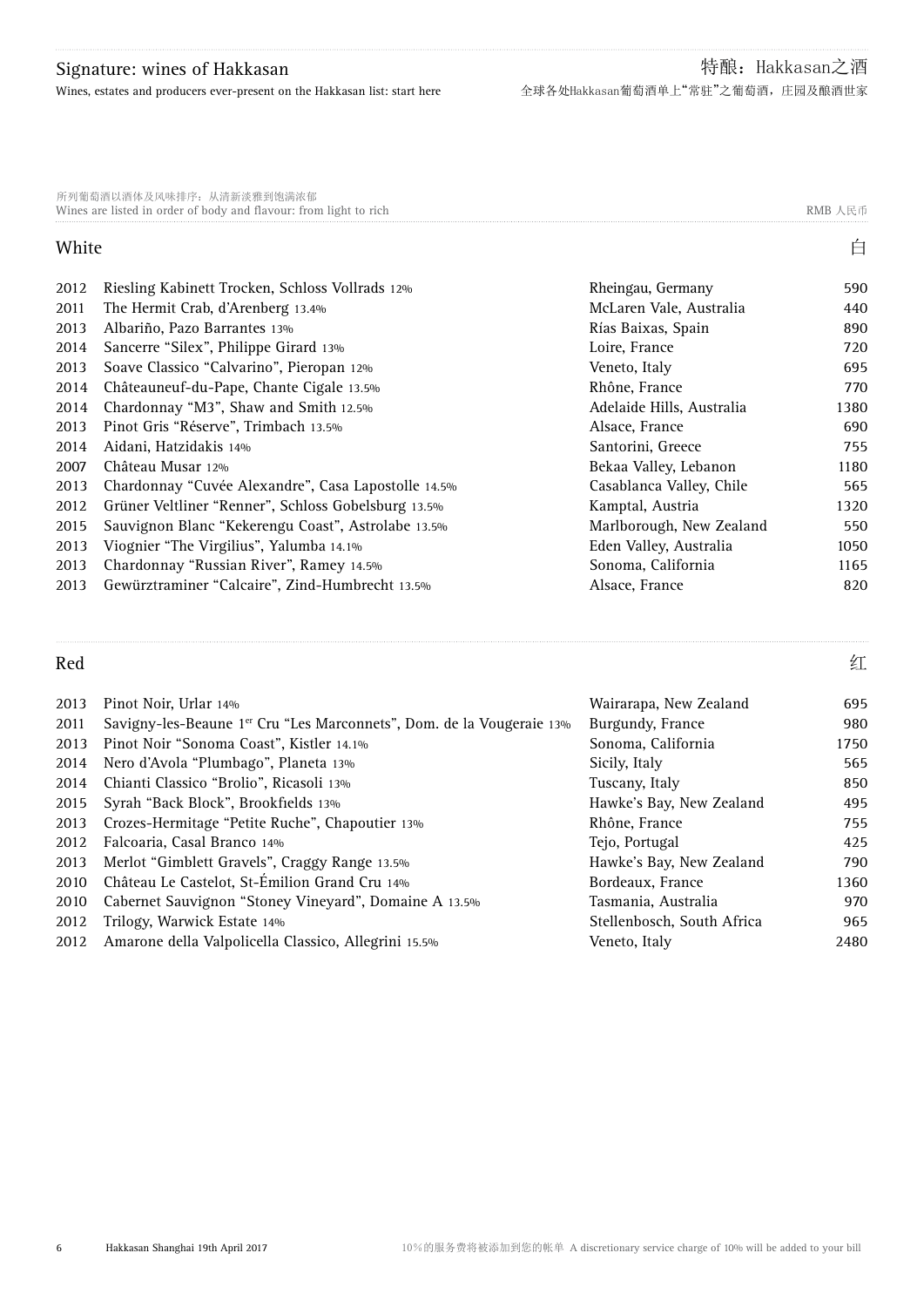## Signature: wines of Hakkasan

Wines, estates and producers ever-present on the Hakkasan list: start here

## 特酿：Hakkasan之酒

全球各处Hakkasan葡萄酒单上"常驻"之葡萄酒，庄园及酿酒世家

所列葡萄酒以酒体及风味排序：从清新淡雅到饱满浓郁
Wines are listed in order of body and flavour: from light to rich

RMB 人民币

### White 白

| | | | |
|---|---|---|---|
| 2012 | Riesling Kabinett Trocken, Schloss Vollrads 12% | Rheingau, Germany | 590 |
| 2011 | The Hermit Crab, d'Arenberg 13.4% | McLaren Vale, Australia | 440 |
| 2013 | Albariño, Pazo Barrantes 13% | Rías Baixas, Spain | 890 |
| 2014 | Sancerre "Silex", Philippe Girard 13% | Loire, France | 720 |
| 2013 | Soave Classico "Calvarino", Pieropan 12% | Veneto, Italy | 695 |
| 2014 | Châteauneuf-du-Pape, Chante Cigale 13.5% | Rhône, France | 770 |
| 2014 | Chardonnay "M3", Shaw and Smith 12.5% | Adelaide Hills, Australia | 1380 |
| 2013 | Pinot Gris "Réserve", Trimbach 13.5% | Alsace, France | 690 |
| 2014 | Aidani, Hatzidakis 14% | Santorini, Greece | 755 |
| 2007 | Château Musar 12% | Bekaa Valley, Lebanon | 1180 |
| 2013 | Chardonnay "Cuvée Alexandre", Casa Lapostolle 14.5% | Casablanca Valley, Chile | 565 |
| 2012 | Grüner Veltliner "Renner", Schloss Gobelsburg 13.5% | Kamptal, Austria | 1320 |
| 2015 | Sauvignon Blanc "Kekerengu Coast", Astrolabe 13.5% | Marlborough, New Zealand | 550 |
| 2013 | Viognier "The Virgilius", Yalumba 14.1% | Eden Valley, Australia | 1050 |
| 2013 | Chardonnay "Russian River", Ramey 14.5% | Sonoma, California | 1165 |
| 2013 | Gewürztraminer "Calcaire", Zind-Humbrecht 13.5% | Alsace, France | 820 |

### Red 红

| | | | |
|---|---|---|---|
| 2013 | Pinot Noir, Urlar 14% | Wairarapa, New Zealand | 695 |
| 2011 | Savigny-les-Beaune 1er Cru "Les Marconnets", Dom. de la Vougeraie 13% | Burgundy, France | 980 |
| 2013 | Pinot Noir "Sonoma Coast", Kistler 14.1% | Sonoma, California | 1750 |
| 2014 | Nero d'Avola "Plumbago", Planeta 13% | Sicily, Italy | 565 |
| 2014 | Chianti Classico "Brolio", Ricasoli 13% | Tuscany, Italy | 850 |
| 2015 | Syrah "Back Block", Brookfields 13% | Hawke's Bay, New Zealand | 495 |
| 2013 | Crozes-Hermitage "Petite Ruche", Chapoutier 13% | Rhône, France | 755 |
| 2012 | Falcoaria, Casal Branco 14% | Tejo, Portugal | 425 |
| 2013 | Merlot "Gimblett Gravels", Craggy Range 13.5% | Hawke's Bay, New Zealand | 790 |
| 2010 | Château Le Castelot, St-Émilion Grand Cru 14% | Bordeaux, France | 1360 |
| 2010 | Cabernet Sauvignon "Stoney Vineyard", Domaine A 13.5% | Tasmania, Australia | 970 |
| 2012 | Trilogy, Warwick Estate 14% | Stellenbosch, South Africa | 965 |
| 2012 | Amarone della Valpolicella Classico, Allegrini 15.5% | Veneto, Italy | 2480 |

10%的服务费将被添加到您的帐单 A discretionary service charge of 10% will be added to your bill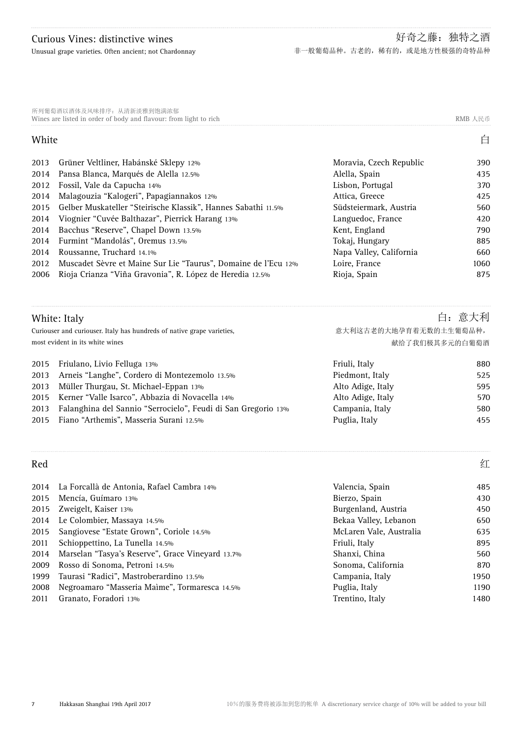## Curious Vines: distinctive wines

## 好奇之藤：独特之酒

Unusual grape varieties. Often ancient; not Chardonnay

非一般葡萄品种。古老的，稀有的，或是地方性极强的奇特品种

所列葡萄酒以酒体及风味排序：从清新淡雅到饱满浓郁
Wines are listed in order of body and flavour: from light to rich

RMB 人民币

### White 白

| Vintage | Wine | Region | RMB |
|---|---|---|---|
| 2013 | Grüner Veltliner, Habánské Sklepy 12% | Moravia, Czech Republic | 390 |
| 2014 | Pansa Blanca, Marqués de Alella 12.5% | Alella, Spain | 435 |
| 2012 | Fossil, Vale da Capucha 14% | Lisbon, Portugal | 370 |
| 2014 | Malagouzia "Kalogeri", Papagiannakos 12% | Attica, Greece | 425 |
| 2015 | Gelber Muskateller "Steirische Klassik", Hannes Sabathi 11.5% | Südsteiermark, Austria | 560 |
| 2014 | Viognier "Cuvée Balthazar", Pierrick Harang 13% | Languedoc, France | 420 |
| 2014 | Bacchus "Reserve", Chapel Down 13.5% | Kent, England | 790 |
| 2014 | Furmint "Mandolás", Oremus 13.5% | Tokaj, Hungary | 885 |
| 2014 | Roussanne, Truchard 14.1% | Napa Valley, California | 660 |
| 2012 | Muscadet Sèvre et Maine Sur Lie "Taurus", Domaine de l'Ecu 12% | Loire, France | 1060 |
| 2006 | Rioja Crianza "Viña Gravonia", R. López de Heredia 12.5% | Rioja, Spain | 875 |

### White: Italy 白：意大利

Curiouser and curiouser. Italy has hundreds of native grape varieties, most evident in its white wines

意大利这古老的大地孕育着无数的土生葡萄品种，献给了我们极其多元的白葡萄酒

| Vintage | Wine | Region | RMB |
|---|---|---|---|
| 2015 | Friulano, Livio Felluga 13% | Friuli, Italy | 880 |
| 2013 | Arneis "Langhe", Cordero di Montezemolo 13.5% | Piedmont, Italy | 525 |
| 2013 | Müller Thurgau, St. Michael-Eppan 13% | Alto Adige, Italy | 595 |
| 2015 | Kerner "Valle Isarco", Abbazia di Novacella 14% | Alto Adige, Italy | 570 |
| 2013 | Falanghina del Sannio "Serrocielo", Feudi di San Gregorio 13% | Campania, Italy | 580 |
| 2015 | Fiano "Arthemis", Masseria Surani 12.5% | Puglia, Italy | 455 |

### Red 红

| Vintage | Wine | Region | RMB |
|---|---|---|---|
| 2014 | La Forcallà de Antonia, Rafael Cambra 14% | Valencia, Spain | 485 |
| 2015 | Mencía, Guímaro 13% | Bierzo, Spain | 430 |
| 2015 | Zweigelt, Kaiser 13% | Burgenland, Austria | 450 |
| 2014 | Le Colombier, Massaya 14.5% | Bekaa Valley, Lebanon | 650 |
| 2015 | Sangiovese "Estate Grown", Coriole 14.5% | McLaren Vale, Australia | 635 |
| 2011 | Schioppettino, La Tunella 14.5% | Friuli, Italy | 895 |
| 2014 | Marselan "Tasya's Reserve", Grace Vineyard 13.7% | Shanxi, China | 560 |
| 2009 | Rosso di Sonoma, Petroni 14.5% | Sonoma, California | 870 |
| 1999 | Taurasi "Radici", Mastroberardino 13.5% | Campania, Italy | 1950 |
| 2008 | Negroamaro "Masseria Maìme", Tormaresca 14.5% | Puglia, Italy | 1190 |
| 2011 | Granato, Foradori 13% | Trentino, Italy | 1480 |

10%的服务费将被添加到您的帐单 A discretionary service charge of 10% will be added to your bill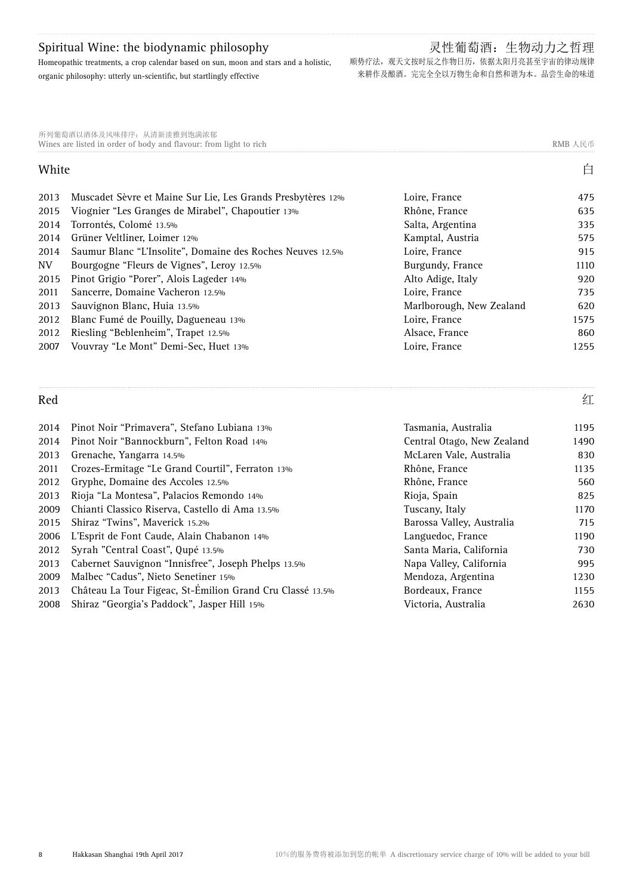## Spiritual Wine: the biodynamic philosophy

Homeopathic treatments, a crop calendar based on sun, moon and stars and a holistic, organic philosophy: utterly un-scientific, but startlingly effective

## 灵性葡萄酒：生物动力之哲理

顺势疗法，观天文按时辰之作物日历，依据太阳月亮甚至宇宙的律动规律来耕作及酿酒。完完全全以万物生命和自然和谐为本。品尝生命的味道

所列葡萄酒以酒体及风味排序：从清新淡雅到饱满浓郁
Wines are listed in order of body and flavour: from light to rich

RMB 人民币

### White 白

| | | | |
|---|---|---|---|
| 2013 | Muscadet Sèvre et Maine Sur Lie, Les Grands Presbytères 12% | Loire, France | 475 |
| 2015 | Viognier “Les Granges de Mirabel”, Chapoutier 13% | Rhône, France | 635 |
| 2014 | Torrontés, Colomé 13.5% | Salta, Argentina | 335 |
| 2014 | Grüner Veltliner, Loimer 12% | Kamptal, Austria | 575 |
| 2014 | Saumur Blanc “L’Insolite”, Domaine des Roches Neuves 12.5% | Loire, France | 915 |
| NV | Bourgogne “Fleurs de Vignes”, Leroy 12.5% | Burgundy, France | 1110 |
| 2015 | Pinot Grigio “Porer”, Alois Lageder 14% | Alto Adige, Italy | 920 |
| 2011 | Sancerre, Domaine Vacheron 12.5% | Loire, France | 735 |
| 2013 | Sauvignon Blanc, Huia 13.5% | Marlborough, New Zealand | 620 |
| 2012 | Blanc Fumé de Pouilly, Dagueneau 13% | Loire, France | 1575 |
| 2012 | Riesling “Beblenheim”, Trapet 12.5% | Alsace, France | 860 |
| 2007 | Vouvray “Le Mont” Demi-Sec, Huet 13% | Loire, France | 1255 |

### Red 红

| | | | |
|---|---|---|---|
| 2014 | Pinot Noir “Primavera”, Stefano Lubiana 13% | Tasmania, Australia | 1195 |
| 2014 | Pinot Noir “Bannockburn”, Felton Road 14% | Central Otago, New Zealand | 1490 |
| 2013 | Grenache, Yangarra 14.5% | McLaren Vale, Australia | 830 |
| 2011 | Crozes-Ermitage “Le Grand Courtil”, Ferraton 13% | Rhône, France | 1135 |
| 2012 | Gryphe, Domaine des Accoles 12.5% | Rhône, France | 560 |
| 2013 | Rioja “La Montesa”, Palacios Remondo 14% | Rioja, Spain | 825 |
| 2009 | Chianti Classico Riserva, Castello di Ama 13.5% | Tuscany, Italy | 1170 |
| 2015 | Shiraz “Twins”, Maverick 15.2% | Barossa Valley, Australia | 715 |
| 2006 | L’Esprit de Font Caude, Alain Chabanon 14% | Languedoc, France | 1190 |
| 2012 | Syrah ”Central Coast”, Qupé 13.5% | Santa Maria, California | 730 |
| 2013 | Cabernet Sauvignon “Innisfree”, Joseph Phelps 13.5% | Napa Valley, California | 995 |
| 2009 | Malbec “Cadus”, Nieto Senetiner 15% | Mendoza, Argentina | 1230 |
| 2013 | Château La Tour Figeac, St-Émilion Grand Cru Classé 13.5% | Bordeaux, France | 1155 |
| 2008 | Shiraz “Georgia’s Paddock”, Jasper Hill 15% | Victoria, Australia | 2630 |

10%的服务费将被添加到您的帐单 A discretionary service charge of 10% will be added to your bill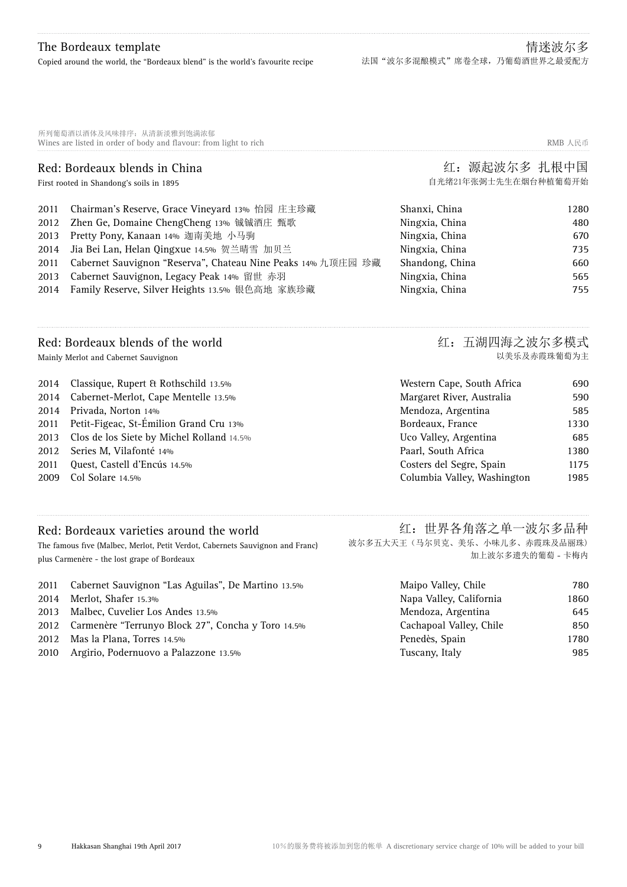## The Bordeaux template

Copied around the world, the "Bordeaux blend" is the world's favourite recipe

## 情迷波尔多

法国"波尔多混酿模式"席卷全球，乃葡萄酒世界之最爱配方

所列葡萄酒以酒体及风味排序：从清新淡雅到饱满浓郁
Wines are listed in order of body and flavour: from light to rich

RMB 人民币

### Red: Bordeaux blends in China

First rooted in Shandong's soils in 1895

### 红：源起波尔多 扎根中国

自光绪21年张弼士先生在烟台种植葡萄开始

| | | | |
|---|---|---|---|
| 2011 | Chairman's Reserve, Grace Vineyard 13% 怡园 庄主珍藏 | Shanxi, China | 1280 |
| 2012 | Zhen Ge, Domaine ChengCheng 13% 铖铖酒庄 甄歌 | Ningxia, China | 480 |
| 2013 | Pretty Pony, Kanaan 14% 迦南美地 小马驹 | Ningxia, China | 670 |
| 2014 | Jia Bei Lan, Helan Qingxue 14.5% 贺兰晴雪 加贝兰 | Ningxia, China | 735 |
| 2011 | Cabernet Sauvignon "Reserva", Chateau Nine Peaks 14% 九顶庄园 珍藏 | Shandong, China | 660 |
| 2013 | Cabernet Sauvignon, Legacy Peak 14% 留世 赤羽 | Ningxia, China | 565 |
| 2014 | Family Reserve, Silver Heights 13.5% 银色高地 家族珍藏 | Ningxia, China | 755 |

### Red: Bordeaux blends of the world

Mainly Merlot and Cabernet Sauvignon

### 红：五湖四海之波尔多模式

以美乐及赤霞珠葡萄为主

| | | | |
|---|---|---|---|
| 2014 | Classique, Rupert & Rothschild 13.5% | Western Cape, South Africa | 690 |
| 2014 | Cabernet-Merlot, Cape Mentelle 13.5% | Margaret River, Australia | 590 |
| 2014 | Privada, Norton 14% | Mendoza, Argentina | 585 |
| 2011 | Petit-Figeac, St-Émilion Grand Cru 13% | Bordeaux, France | 1330 |
| 2013 | Clos de los Siete by Michel Rolland 14.5% | Uco Valley, Argentina | 685 |
| 2012 | Series M, Vilafonté 14% | Paarl, South Africa | 1380 |
| 2011 | Quest, Castell d'Encús 14.5% | Costers del Segre, Spain | 1175 |
| 2009 | Col Solare 14.5% | Columbia Valley, Washington | 1985 |

### Red: Bordeaux varieties around the world

The famous five (Malbec, Merlot, Petit Verdot, Cabernets Sauvignon and Franc) plus Carmenère - the lost grape of Bordeaux

### 红：世界各角落之单一波尔多品种

波尔多五大天王（马尔贝克、美乐、小味儿多、赤霞珠及品丽珠）加上波尔多遗失的葡萄 - 卡梅内

| | | | |
|---|---|---|---|
| 2011 | Cabernet Sauvignon "Las Aguilas", De Martino 13.5% | Maipo Valley, Chile | 780 |
| 2014 | Merlot, Shafer 15.3% | Napa Valley, California | 1860 |
| 2013 | Malbec, Cuvelier Los Andes 13.5% | Mendoza, Argentina | 645 |
| 2012 | Carmenère "Terrunyo Block 27", Concha y Toro 14.5% | Cachapoal Valley, Chile | 850 |
| 2012 | Mas la Plana, Torres 14.5% | Penedès, Spain | 1780 |
| 2010 | Argirio, Podernuovo a Palazzone 13.5% | Tuscany, Italy | 985 |

10%的服务费将被添加到您的帐单 A discretionary service charge of 10% will be added to your bill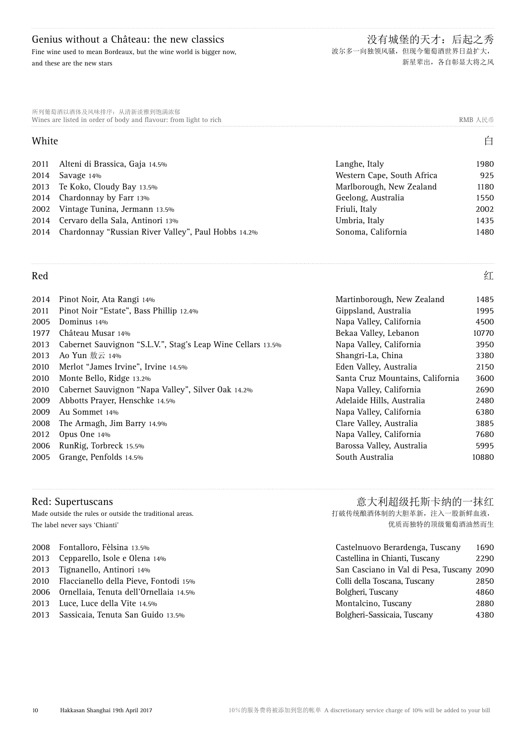## Genius without a Château: the new classics

Fine wine used to mean Bordeaux, but the wine world is bigger now, and these are the new stars

## 没有城堡的天才：后起之秀

波尔多一向独领风骚，但现今葡萄酒世界日益扩大，新星辈出，各自彰显大将之风

所列葡萄酒以酒体及风味排序：从清新淡雅到饱满浓郁
Wines are listed in order of body and flavour: from light to rich

RMB 人民币

### White 白

| | | | |
|---|---|---|---|
| 2011 | Alteni di Brassica, Gaja 14.5% | Langhe, Italy | 1980 |
| 2014 | Savage 14% | Western Cape, South Africa | 925 |
| 2013 | Te Koko, Cloudy Bay 13.5% | Marlborough, New Zealand | 1180 |
| 2014 | Chardonnay by Farr 13% | Geelong, Australia | 1550 |
| 2002 | Vintage Tunina, Jermann 13.5% | Friuli, Italy | 2002 |
| 2014 | Cervaro della Sala, Antinori 13% | Umbria, Italy | 1435 |
| 2014 | Chardonnay "Russian River Valley", Paul Hobbs 14.2% | Sonoma, California | 1480 |

### Red 红

| | | | |
|---|---|---|---|
| 2014 | Pinot Noir, Ata Rangi 14% | Martinborough, New Zealand | 1485 |
| 2011 | Pinot Noir "Estate", Bass Phillip 12.4% | Gippsland, Australia | 1995 |
| 2005 | Dominus 14% | Napa Valley, California | 4500 |
| 1977 | Château Musar 14% | Bekaa Valley, Lebanon | 10770 |
| 2013 | Cabernet Sauvignon "S.L.V.", Stag's Leap Wine Cellars 13.5% | Napa Valley, California | 3950 |
| 2013 | Ao Yun 敖云 14% | Shangri-La, China | 3380 |
| 2010 | Merlot "James Irvine", Irvine 14.5% | Eden Valley, Australia | 2150 |
| 2010 | Monte Bello, Ridge 13.2% | Santa Cruz Mountains, California | 3600 |
| 2010 | Cabernet Sauvignon "Napa Valley", Silver Oak 14.2% | Napa Valley, California | 2690 |
| 2009 | Abbotts Prayer, Henschke 14.5% | Adelaide Hills, Australia | 2480 |
| 2009 | Au Sommet 14% | Napa Valley, California | 6380 |
| 2008 | The Armagh, Jim Barry 14.9% | Clare Valley, Australia | 3885 |
| 2012 | Opus One 14% | Napa Valley, California | 7680 |
| 2006 | RunRig, Torbreck 15.5% | Barossa Valley, Australia | 5995 |
| 2005 | Grange, Penfolds 14.5% | South Australia | 10880 |

### Red: Supertuscans

Made outside the rules or outside the traditional areas. The label never says 'Chianti'

### 意大利超级托斯卡纳的一抹红

打破传统酿酒体制的大胆革新，注入一股新鲜血液，优质而独特的顶级葡萄酒油然而生

| | | | |
|---|---|---|---|
| 2008 | Fontalloro, Fèlsina 13.5% | Castelnuovo Berardenga, Tuscany | 1690 |
| 2013 | Cepparello, Isole e Olena 14% | Castellina in Chianti, Tuscany | 2290 |
| 2013 | Tignanello, Antinori 14% | San Casciano in Val di Pesa, Tuscany | 2090 |
| 2010 | Flaccianello della Pieve, Fontodi 15% | Colli della Toscana, Tuscany | 2850 |
| 2006 | Ornellaia, Tenuta dell'Ornellaia 14.5% | Bolgheri, Tuscany | 4860 |
| 2013 | Luce, Luce della Vite 14.5% | Montalcino, Tuscany | 2880 |
| 2013 | Sassicaia, Tenuta San Guido 13.5% | Bolgheri-Sassicaia, Tuscany | 4380 |

10%的服务费将被添加到您的帐单 A discretionary service charge of 10% will be added to your bill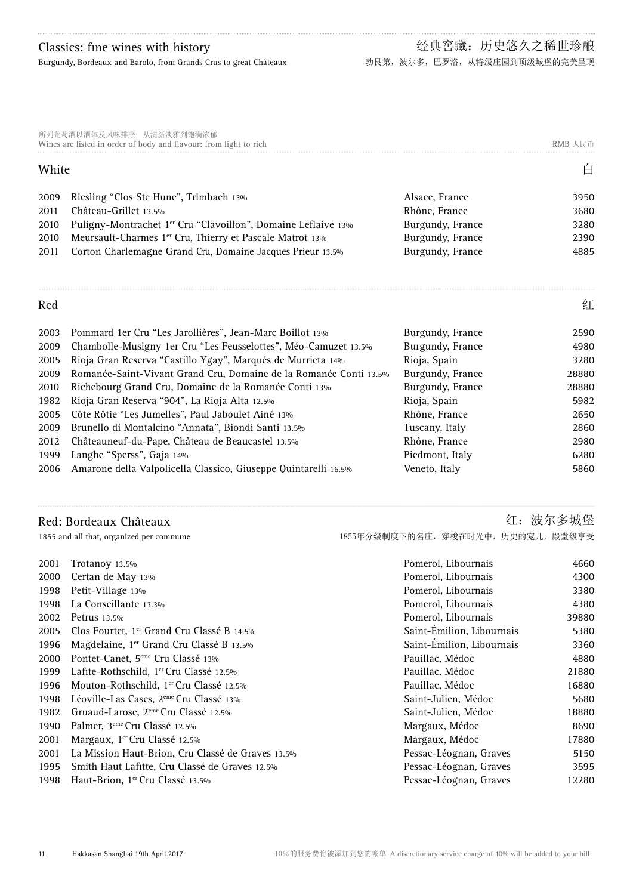## Classics: fine wines with history

Burgundy, Bordeaux and Barolo, from Grands Crus to great Châteaux

## 经典窖藏：历史悠久之稀世珍酿

勃艮第，波尔多，巴罗洛，从特级庄园到顶级城堡的完美呈现

所列葡萄酒以酒体及风味排序：从清新淡雅到饱满浓郁
Wines are listed in order of body and flavour: from light to rich

RMB 人民币

### White 白

| | | | |
|---|---|---|---|
| 2009 | Riesling “Clos Ste Hune”, Trimbach 13% | Alsace, France | 3950 |
| 2011 | Château-Grillet 13.5% | Rhône, France | 3680 |
| 2010 | Puligny-Montrachet 1er Cru “Clavoillon”, Domaine Leflaive 13% | Burgundy, France | 3280 |
| 2010 | Meursault-Charmes 1er Cru, Thierry et Pascale Matrot 13% | Burgundy, France | 2390 |
| 2011 | Corton Charlemagne Grand Cru, Domaine Jacques Prieur 13.5% | Burgundy, France | 4885 |

### Red 红

| | | | |
|---|---|---|---|
| 2003 | Pommard 1er Cru “Les Jarollières”, Jean-Marc Boillot 13% | Burgundy, France | 2590 |
| 2009 | Chambolle-Musigny 1er Cru “Les Feusselottes”, Méo-Camuzet 13.5% | Burgundy, France | 4980 |
| 2005 | Rioja Gran Reserva “Castillo Ygay”, Marqués de Murrieta 14% | Rioja, Spain | 3280 |
| 2009 | Romanée-Saint-Vivant Grand Cru, Domaine de la Romanée Conti 13.5% | Burgundy, France | 28880 |
| 2010 | Richebourg Grand Cru, Domaine de la Romanée Conti 13% | Burgundy, France | 28880 |
| 1982 | Rioja Gran Reserva “904”, La Rioja Alta 12.5% | Rioja, Spain | 5982 |
| 2005 | Côte Rôtie “Les Jumelles”, Paul Jaboulet Ainé 13% | Rhône, France | 2650 |
| 2009 | Brunello di Montalcino “Annata”, Biondi Santi 13.5% | Tuscany, Italy | 2860 |
| 2012 | Châteauneuf-du-Pape, Château de Beaucastel 13.5% | Rhône, France | 2980 |
| 1999 | Langhe “Sperss”, Gaja 14% | Piedmont, Italy | 6280 |
| 2006 | Amarone della Valpolicella Classico, Giuseppe Quintarelli 16.5% | Veneto, Italy | 5860 |

### Red: Bordeaux Châteaux 红：波尔多城堡

1855 and all that, organized per commune

1855年分级制度下的名庄，穿梭在时光中，历史的宠儿，殿堂级享受

| | | | |
|---|---|---|---|
| 2001 | Trotanoy 13.5% | Pomerol, Libournais | 4660 |
| 2000 | Certan de May 13% | Pomerol, Libournais | 4300 |
| 1998 | Petit-Village 13% | Pomerol, Libournais | 3380 |
| 1998 | La Conseillante 13.3% | Pomerol, Libournais | 4380 |
| 2002 | Petrus 13.5% | Pomerol, Libournais | 39880 |
| 2005 | Clos Fourtet, 1er Grand Cru Classé B 14.5% | Saint-Émilion, Libournais | 5380 |
| 1996 | Magdelaine, 1er Grand Cru Classé B 13.5% | Saint-Émilion, Libournais | 3360 |
| 2000 | Pontet-Canet, 5eme Cru Classé 13% | Pauillac, Médoc | 4880 |
| 1999 | Lafite-Rothschild, 1er Cru Classé 12.5% | Pauillac, Médoc | 21880 |
| 1996 | Mouton-Rothschild, 1er Cru Classé 12.5% | Pauillac, Médoc | 16880 |
| 1998 | Léoville-Las Cases, 2eme Cru Classé 13% | Saint-Julien, Médoc | 5680 |
| 1982 | Gruaud-Larose, 2eme Cru Classé 12.5% | Saint-Julien, Médoc | 18880 |
| 1990 | Palmer, 3eme Cru Classé 12.5% | Margaux, Médoc | 8690 |
| 2001 | Margaux, 1er Cru Classé 12.5% | Margaux, Médoc | 17880 |
| 2001 | La Mission Haut-Brion, Cru Classé de Graves 13.5% | Pessac-Léognan, Graves | 5150 |
| 1995 | Smith Haut Lafitte, Cru Classé de Graves 12.5% | Pessac-Léognan, Graves | 3595 |
| 1998 | Haut-Brion, 1er Cru Classé 13.5% | Pessac-Léognan, Graves | 12280 |

10%的服务费将被添加到您的帐单 A discretionary service charge of 10% will be added to your bill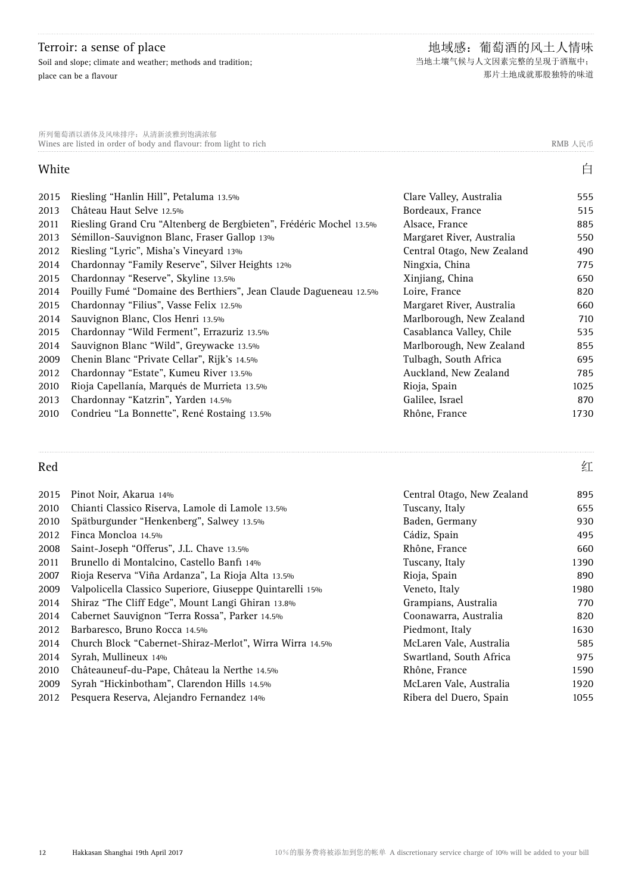# Terroir: a sense of place

Soil and slope; climate and weather; methods and tradition; place can be a flavour

# 地域感：葡萄酒的风土人情味

当地土壤气候与人文因素完整的呈现于酒瓶中；
那片土地成就那股独特的味道

所列葡萄酒以酒体及风味排序：从清新淡雅到饱满浓郁
Wines are listed in order of body and flavour: from light to rich

RMB 人民币

## White 白

| | | | |
|---|---|---|---|
| 2015 | Riesling “Hanlin Hill”, Petaluma 13.5% | Clare Valley, Australia | 555 |
| 2013 | Château Haut Selve 12.5% | Bordeaux, France | 515 |
| 2011 | Riesling Grand Cru “Altenberg de Bergbieten”, Frédéric Mochel 13.5% | Alsace, France | 885 |
| 2013 | Sémillon-Sauvignon Blanc, Fraser Gallop 13% | Margaret River, Australia | 550 |
| 2012 | Riesling “Lyric”, Misha’s Vineyard 13% | Central Otago, New Zealand | 490 |
| 2014 | Chardonnay “Family Reserve”, Silver Heights 12% | Ningxia, China | 775 |
| 2015 | Chardonnay “Reserve”, Skyline 13.5% | Xinjiang, China | 650 |
| 2014 | Pouilly Fumé “Domaine des Berthiers”, Jean Claude Dagueneau 12.5% | Loire, France | 820 |
| 2015 | Chardonnay “Filius”, Vasse Felix 12.5% | Margaret River, Australia | 660 |
| 2014 | Sauvignon Blanc, Clos Henri 13.5% | Marlborough, New Zealand | 710 |
| 2015 | Chardonnay “Wild Ferment”, Errazuriz 13.5% | Casablanca Valley, Chile | 535 |
| 2014 | Sauvignon Blanc “Wild”, Greywacke 13.5% | Marlborough, New Zealand | 855 |
| 2009 | Chenin Blanc “Private Cellar”, Rijk’s 14.5% | Tulbagh, South Africa | 695 |
| 2012 | Chardonnay “Estate”, Kumeu River 13.5% | Auckland, New Zealand | 785 |
| 2010 | Rioja Capellanía, Marqués de Murrieta 13.5% | Rioja, Spain | 1025 |
| 2013 | Chardonnay “Katzrin”, Yarden 14.5% | Galilee, Israel | 870 |
| 2010 | Condrieu “La Bonnette”, René Rostaing 13.5% | Rhône, France | 1730 |

## Red 红

| | | | |
|---|---|---|---|
| 2015 | Pinot Noir, Akarua 14% | Central Otago, New Zealand | 895 |
| 2010 | Chianti Classico Riserva, Lamole di Lamole 13.5% | Tuscany, Italy | 655 |
| 2010 | Spätburgunder “Henkenberg”, Salwey 13.5% | Baden, Germany | 930 |
| 2012 | Finca Moncloa 14.5% | Cádiz, Spain | 495 |
| 2008 | Saint-Joseph “Offerus”, J.L. Chave 13.5% | Rhône, France | 660 |
| 2011 | Brunello di Montalcino, Castello Banfi 14% | Tuscany, Italy | 1390 |
| 2007 | Rioja Reserva “Viña Ardanza”, La Rioja Alta 13.5% | Rioja, Spain | 890 |
| 2009 | Valpolicella Classico Superiore, Giuseppe Quintarelli 15% | Veneto, Italy | 1980 |
| 2014 | Shiraz “The Cliff Edge”, Mount Langi Ghiran 13.8% | Grampians, Australia | 770 |
| 2014 | Cabernet Sauvignon “Terra Rossa”, Parker 14.5% | Coonawarra, Australia | 820 |
| 2012 | Barbaresco, Bruno Rocca 14.5% | Piedmont, Italy | 1630 |
| 2014 | Church Block “Cabernet-Shiraz-Merlot”, Wirra Wirra 14.5% | McLaren Vale, Australia | 585 |
| 2014 | Syrah, Mullineux 14% | Swartland, South Africa | 975 |
| 2010 | Châteauneuf-du-Pape, Château la Nerthe 14.5% | Rhône, France | 1590 |
| 2009 | Syrah “Hickinbotham”, Clarendon Hills 14.5% | McLaren Vale, Australia | 1920 |
| 2012 | Pesquera Reserva, Alejandro Fernandez 14% | Ribera del Duero, Spain | 1055 |

10%的服务费将被添加到您的帐单 A discretionary service charge of 10% will be added to your bill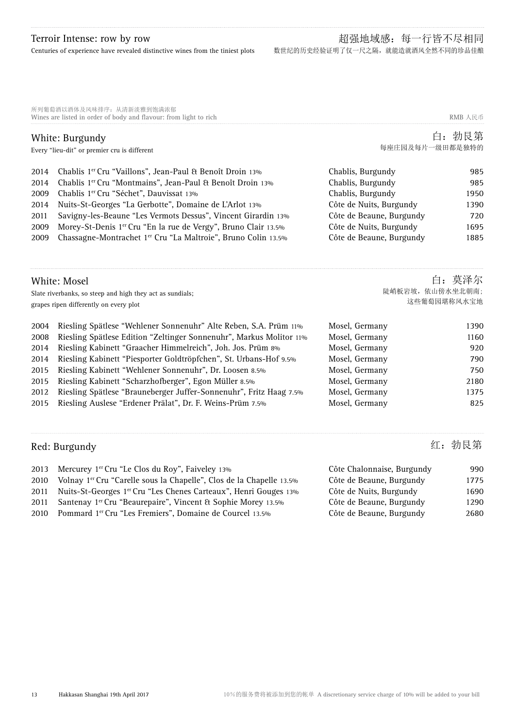## Terroir Intense: row by row

Centuries of experience have revealed distinctive wines from the tiniest plots

## 超强地域感：每一行皆不尽相同

数世纪的历史经验证明了仅一尺之隔，就能造就酒风全然不同的珍品佳酿

所列葡萄酒以酒体及风味排序：从清新淡雅到饱满浓郁
Wines are listed in order of body and flavour: from light to rich

RMB 人民币

### White: Burgundy　白：勃艮第

Every "lieu-dit" or premier cru is different
每座庄园及每片一级田都是独特的

| | | | |
|---|---|---|---|
| 2014 | Chablis 1er Cru "Vaillons", Jean-Paul & Benoît Droin 13% | Chablis, Burgundy | 985 |
| 2014 | Chablis 1er Cru "Montmains", Jean-Paul & Benoît Droin 13% | Chablis, Burgundy | 985 |
| 2009 | Chablis 1er Cru "Séchet", Dauvissat 13% | Chablis, Burgundy | 1950 |
| 2014 | Nuits-St-Georges "La Gerbotte", Domaine de L'Arlot 13% | Côte de Nuits, Burgundy | 1390 |
| 2011 | Savigny-les-Beaune "Les Vermots Dessus", Vincent Girardin 13% | Côte de Beaune, Burgundy | 720 |
| 2009 | Morey-St-Denis 1er Cru "En la rue de Vergy", Bruno Clair 13.5% | Côte de Nuits, Burgundy | 1695 |
| 2009 | Chassagne-Montrachet 1er Cru "La Maltroie", Bruno Colin 13.5% | Côte de Beaune, Burgundy | 1885 |

### White: Mosel　白：莫泽尔

Slate riverbanks, so steep and high they act as sundials;
grapes ripen differently on every plot

陡峭板岩坡，依山傍水坐北朝南；
这些葡萄园堪称风水宝地

| | | | |
|---|---|---|---|
| 2004 | Riesling Spätlese "Wehlener Sonnenuhr" Alte Reben, S.A. Prüm 11% | Mosel, Germany | 1390 |
| 2008 | Riesling Spätlese Edition "Zeltinger Sonnenuhr", Markus Molitor 11% | Mosel, Germany | 1160 |
| 2014 | Riesling Kabinett "Graacher Himmelreich", Joh. Jos. Prüm 8% | Mosel, Germany | 920 |
| 2014 | Riesling Kabinett "Piesporter Goldtröpfchen", St. Urbans-Hof 9.5% | Mosel, Germany | 790 |
| 2015 | Riesling Kabinett "Wehlener Sonnenuhr", Dr. Loosen 8.5% | Mosel, Germany | 750 |
| 2015 | Riesling Kabinett "Scharzhofberger", Egon Müller 8.5% | Mosel, Germany | 2180 |
| 2012 | Riesling Spätlese "Brauneberger Juffer-Sonnenuhr", Fritz Haag 7.5% | Mosel, Germany | 1375 |
| 2015 | Riesling Auslese "Erdener Prälat", Dr. F. Weins-Prüm 7.5% | Mosel, Germany | 825 |

### Red: Burgundy　红：勃艮第

| | | | |
|---|---|---|---|
| 2013 | Mercurey 1er Cru "Le Clos du Roy", Faiveley 13% | Côte Chalonnaise, Burgundy | 990 |
| 2010 | Volnay 1er Cru "Carelle sous la Chapelle", Clos de la Chapelle 13.5% | Côte de Beaune, Burgundy | 1775 |
| 2011 | Nuits-St-Georges 1er Cru "Les Chenes Carteaux", Henri Gouges 13% | Côte de Nuits, Burgundy | 1690 |
| 2011 | Santenay 1er Cru "Beaurepaire", Vincent & Sophie Morey 13.5% | Côte de Beaune, Burgundy | 1290 |
| 2010 | Pommard 1er Cru "Les Fremiers", Domaine de Courcel 13.5% | Côte de Beaune, Burgundy | 2680 |

10%的服务费将被添加到您的帐单 A discretionary service charge of 10% will be added to your bill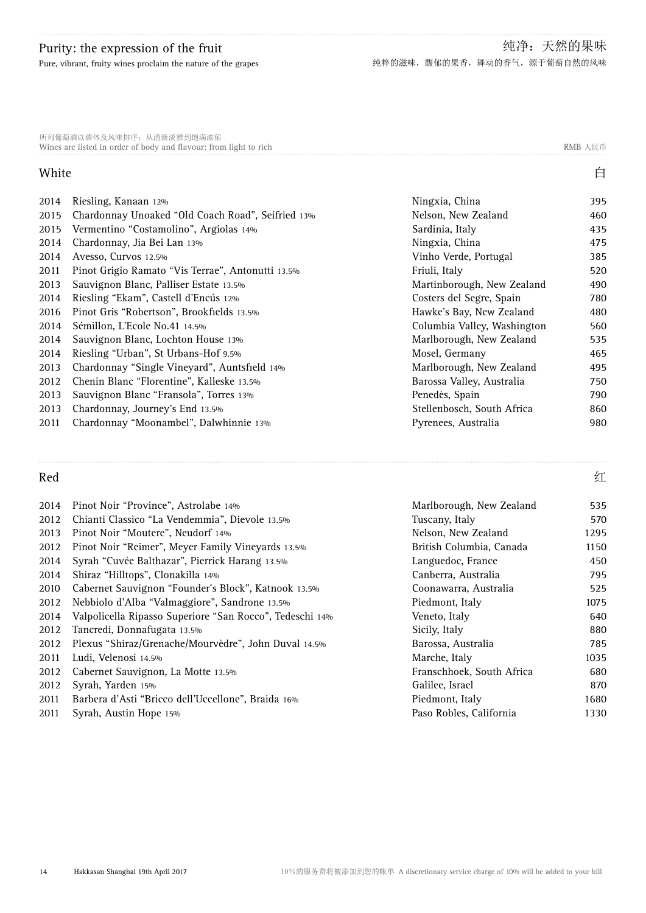## Purity: the expression of the fruit

Pure, vibrant, fruity wines proclaim the nature of the grapes

## 纯净：天然的果味

纯粹的滋味，馥郁的果香，舞动的香气，源于葡萄自然的风味

所列葡萄酒以酒体及风味排序：从清新淡雅到饱满浓郁
Wines are listed in order of body and flavour: from light to rich

RMB 人民币

### White 白

| | | | |
|---|---|---|---|
| 2014 | Riesling, Kanaan 12% | Ningxia, China | 395 |
| 2015 | Chardonnay Unoaked "Old Coach Road", Seifried 13% | Nelson, New Zealand | 460 |
| 2015 | Vermentino "Costamolino", Argiolas 14% | Sardinia, Italy | 435 |
| 2014 | Chardonnay, Jia Bei Lan 13% | Ningxia, China | 475 |
| 2014 | Avesso, Curvos 12.5% | Vinho Verde, Portugal | 385 |
| 2011 | Pinot Grigio Ramato "Vis Terrae", Antonutti 13.5% | Friuli, Italy | 520 |
| 2013 | Sauvignon Blanc, Palliser Estate 13.5% | Martinborough, New Zealand | 490 |
| 2014 | Riesling "Ekam", Castell d'Encús 12% | Costers del Segre, Spain | 780 |
| 2016 | Pinot Gris "Robertson", Brookfields 13.5% | Hawke's Bay, New Zealand | 480 |
| 2014 | Sémillon, L'Ecole No.41 14.5% | Columbia Valley, Washington | 560 |
| 2014 | Sauvignon Blanc, Lochton House 13% | Marlborough, New Zealand | 535 |
| 2014 | Riesling "Urban", St Urbans-Hof 9.5% | Mosel, Germany | 465 |
| 2013 | Chardonnay "Single Vineyard", Auntsfield 14% | Marlborough, New Zealand | 495 |
| 2012 | Chenin Blanc "Florentine", Kalleske 13.5% | Barossa Valley, Australia | 750 |
| 2013 | Sauvignon Blanc "Fransola", Torres 13% | Penedès, Spain | 790 |
| 2013 | Chardonnay, Journey's End 13.5% | Stellenbosch, South Africa | 860 |
| 2011 | Chardonnay "Moonambel", Dalwhinnie 13% | Pyrenees, Australia | 980 |

### Red 红

| | | | |
|---|---|---|---|
| 2014 | Pinot Noir "Province", Astrolabe 14% | Marlborough, New Zealand | 535 |
| 2012 | Chianti Classico "La Vendemmia", Dievole 13.5% | Tuscany, Italy | 570 |
| 2013 | Pinot Noir "Moutere", Neudorf 14% | Nelson, New Zealand | 1295 |
| 2012 | Pinot Noir "Reimer", Meyer Family Vineyards 13.5% | British Columbia, Canada | 1150 |
| 2014 | Syrah "Cuvée Balthazar", Pierrick Harang 13.5% | Languedoc, France | 450 |
| 2014 | Shiraz "Hilltops", Clonakilla 14% | Canberra, Australia | 795 |
| 2010 | Cabernet Sauvignon "Founder's Block", Katnook 13.5% | Coonawarra, Australia | 525 |
| 2012 | Nebbiolo d'Alba "Valmaggiore", Sandrone 13.5% | Piedmont, Italy | 1075 |
| 2014 | Valpolicella Ripasso Superiore "San Rocco", Tedeschi 14% | Veneto, Italy | 640 |
| 2012 | Tancredi, Donnafugata 13.5% | Sicily, Italy | 880 |
| 2012 | Plexus "Shiraz/Grenache/Mourvèdre", John Duval 14.5% | Barossa, Australia | 785 |
| 2011 | Ludi, Velenosi 14.5% | Marche, Italy | 1035 |
| 2012 | Cabernet Sauvignon, La Motte 13.5% | Franschhoek, South Africa | 680 |
| 2012 | Syrah, Yarden 15% | Galilee, Israel | 870 |
| 2011 | Barbera d'Asti "Bricco dell'Uccellone", Braida 16% | Piedmont, Italy | 1680 |
| 2011 | Syrah, Austin Hope 15% | Paso Robles, California | 1330 |

10%的服务费将被添加到您的帐单 A discretionary service charge of 10% will be added to your bill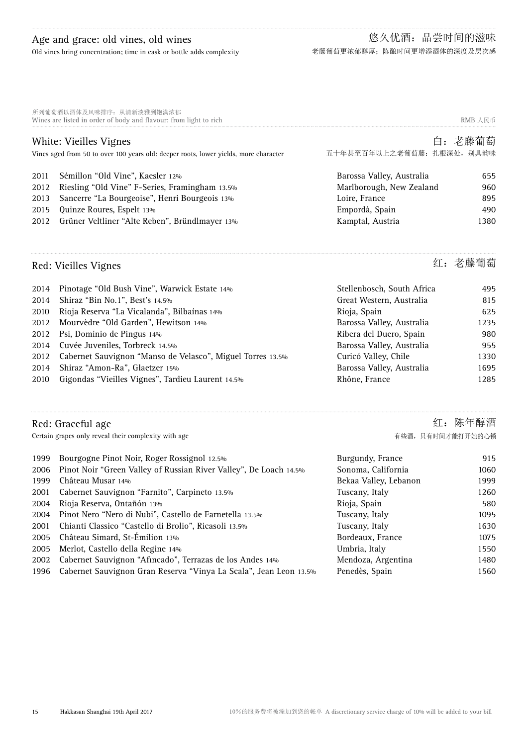## Age and grace: old vines, old wines

Old vines bring concentration; time in cask or bottle adds complexity

## 悠久优酒：品尝时间的滋味

老藤葡萄更浓郁醇厚；陈酿时间更增添酒体的深度及层次感

所列葡萄酒以酒体及风味排序：从清新淡雅到饱满浓郁
Wines are listed in order of body and flavour: from light to rich

RMB 人民币

### White: Vieilles Vignes

### 白：老藤葡萄

Vines aged from 50 to over 100 years old: deeper roots, lower yields, more character

五十年甚至百年以上之老葡萄藤：扎根深处，别具韵味

| | | | |
|---|---|---|---|
| 2011 | Sémillon "Old Vine", Kaesler 12% | Barossa Valley, Australia | 655 |
| 2012 | Riesling "Old Vine" F-Series, Framingham 13.5% | Marlborough, New Zealand | 960 |
| 2013 | Sancerre "La Bourgeoise", Henri Bourgeois 13% | Loire, France | 895 |
| 2015 | Quinze Roures, Espelt 13% | Empordà, Spain | 490 |
| 2012 | Grüner Veltliner "Alte Reben", Bründlmayer 13% | Kamptal, Austria | 1380 |

### Red: Vieilles Vignes

### 红：老藤葡萄

| | | | |
|---|---|---|---|
| 2014 | Pinotage "Old Bush Vine", Warwick Estate 14% | Stellenbosch, South Africa | 495 |
| 2014 | Shiraz "Bin No.1", Best's 14.5% | Great Western, Australia | 815 |
| 2010 | Rioja Reserva "La Vicalanda", Bilbaínas 14% | Rioja, Spain | 625 |
| 2012 | Mourvèdre "Old Garden", Hewitson 14% | Barossa Valley, Australia | 1235 |
| 2012 | Psi, Dominio de Pingus 14% | Ribera del Duero, Spain | 980 |
| 2014 | Cuvée Juveniles, Torbreck 14.5% | Barossa Valley, Australia | 955 |
| 2012 | Cabernet Sauvignon "Manso de Velasco", Miguel Torres 13.5% | Curicó Valley, Chile | 1330 |
| 2014 | Shiraz "Amon-Ra", Glaetzer 15% | Barossa Valley, Australia | 1695 |
| 2010 | Gigondas "Vieilles Vignes", Tardieu Laurent 14.5% | Rhône, France | 1285 |

### Red: Graceful age

### 红：陈年醇酒

Certain grapes only reveal their complexity with age

有些酒，只有时间才能打开她的心锁

| | | | |
|---|---|---|---|
| 1999 | Bourgogne Pinot Noir, Roger Rossignol 12.5% | Burgundy, France | 915 |
| 2006 | Pinot Noir "Green Valley of Russian River Valley", De Loach 14.5% | Sonoma, California | 1060 |
| 1999 | Château Musar 14% | Bekaa Valley, Lebanon | 1999 |
| 2001 | Cabernet Sauvignon "Farnito", Carpineto 13.5% | Tuscany, Italy | 1260 |
| 2004 | Rioja Reserva, Ontañón 13% | Rioja, Spain | 580 |
| 2004 | Pinot Nero "Nero di Nubi", Castello de Farnetella 13.5% | Tuscany, Italy | 1095 |
| 2001 | Chianti Classico "Castello di Brolio", Ricasoli 13.5% | Tuscany, Italy | 1630 |
| 2005 | Château Simard, St-Émilion 13% | Bordeaux, France | 1075 |
| 2005 | Merlot, Castello della Regine 14% | Umbria, Italy | 1550 |
| 2002 | Cabernet Sauvignon "Afıncado", Terrazas de los Andes 14% | Mendoza, Argentina | 1480 |
| 1996 | Cabernet Sauvignon Gran Reserva "Vinya La Scala", Jean Leon 13.5% | Penedès, Spain | 1560 |

10%的服务费将被添加到您的帐单 A discretionary service charge of 10% will be added to your bill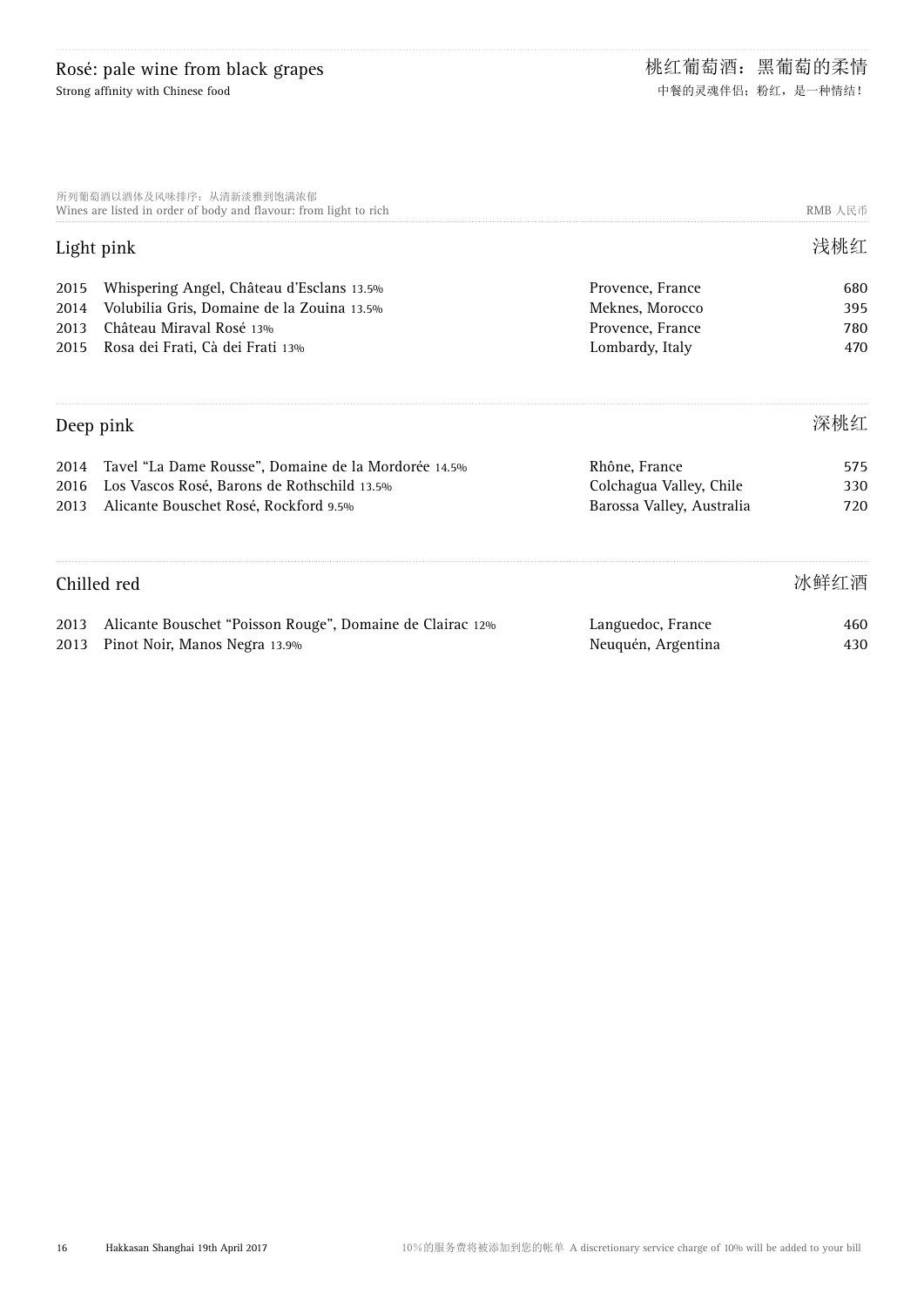## Rosé: pale wine from black grapes

Strong affinity with Chinese food

## 桃红葡萄酒：黑葡萄的柔情

中餐的灵魂伴侣；粉红，是一种情结！

所列葡萄酒以酒体及风味排序：从清新淡雅到饱满浓郁
Wines are listed in order of body and flavour: from light to rich

RMB 人民币

### Light pink 浅桃红

| | | | |
|---|---|---|---|
| 2015 | Whispering Angel, Château d'Esclans 13.5% | Provence, France | 680 |
| 2014 | Volubilia Gris, Domaine de la Zouina 13.5% | Meknes, Morocco | 395 |
| 2013 | Château Miraval Rosé 13% | Provence, France | 780 |
| 2015 | Rosa dei Frati, Cà dei Frati 13% | Lombardy, Italy | 470 |

### Deep pink 深桃红

| | | | |
|---|---|---|---|
| 2014 | Tavel "La Dame Rousse", Domaine de la Mordorée 14.5% | Rhône, France | 575 |
| 2016 | Los Vascos Rosé, Barons de Rothschild 13.5% | Colchagua Valley, Chile | 330 |
| 2013 | Alicante Bouschet Rosé, Rockford 9.5% | Barossa Valley, Australia | 720 |

### Chilled red 冰鲜红酒

| | | | |
|---|---|---|---|
| 2013 | Alicante Bouschet "Poisson Rouge", Domaine de Clairac 12% | Languedoc, France | 460 |
| 2013 | Pinot Noir, Manos Negra 13.9% | Neuquén, Argentina | 430 |

10%的服务费将被添加到您的帐单 A discretionary service charge of 10% will be added to your bill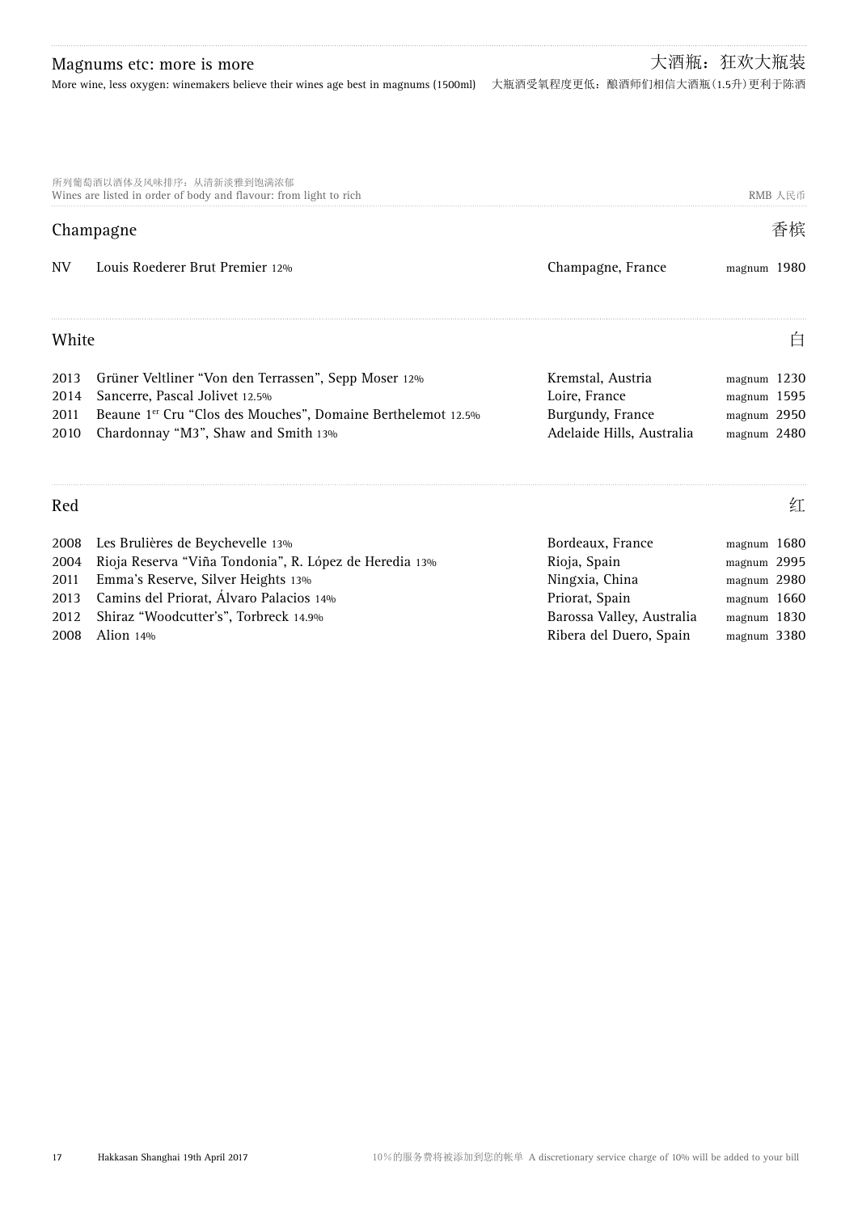## Magnums etc: more is more

## 大酒瓶：狂欢大瓶装

More wine, less oxygen: winemakers believe their wines age best in magnums (1500ml) 大瓶酒受氧程度更低：酿酒师们相信大酒瓶(1.5升)更利于陈酒

所列葡萄酒以酒体及风味排序：从清新淡雅到饱满浓郁
Wines are listed in order of body and flavour: from light to rich

RMB 人民币

### Champagne 香槟

| | | | |
|---|---|---|---|
| NV | Louis Roederer Brut Premier 12% | Champagne, France | magnum 1980 |

### White 白

| | | | |
|---|---|---|---|
| 2013 | Grüner Veltliner "Von den Terrassen", Sepp Moser 12% | Kremstal, Austria | magnum 1230 |
| 2014 | Sancerre, Pascal Jolivet 12.5% | Loire, France | magnum 1595 |
| 2011 | Beaune 1er Cru "Clos des Mouches", Domaine Berthelemot 12.5% | Burgundy, France | magnum 2950 |
| 2010 | Chardonnay "M3", Shaw and Smith 13% | Adelaide Hills, Australia | magnum 2480 |

### Red 红

| | | | |
|---|---|---|---|
| 2008 | Les Brulières de Beychevelle 13% | Bordeaux, France | magnum 1680 |
| 2004 | Rioja Reserva "Viña Tondonia", R. López de Heredia 13% | Rioja, Spain | magnum 2995 |
| 2011 | Emma's Reserve, Silver Heights 13% | Ningxia, China | magnum 2980 |
| 2013 | Camins del Priorat, Álvaro Palacios 14% | Priorat, Spain | magnum 1660 |
| 2012 | Shiraz "Woodcutter's", Torbreck 14.9% | Barossa Valley, Australia | magnum 1830 |
| 2008 | Alion 14% | Ribera del Duero, Spain | magnum 3380 |

10%的服务费将被添加到您的帐单 A discretionary service charge of 10% will be added to your bill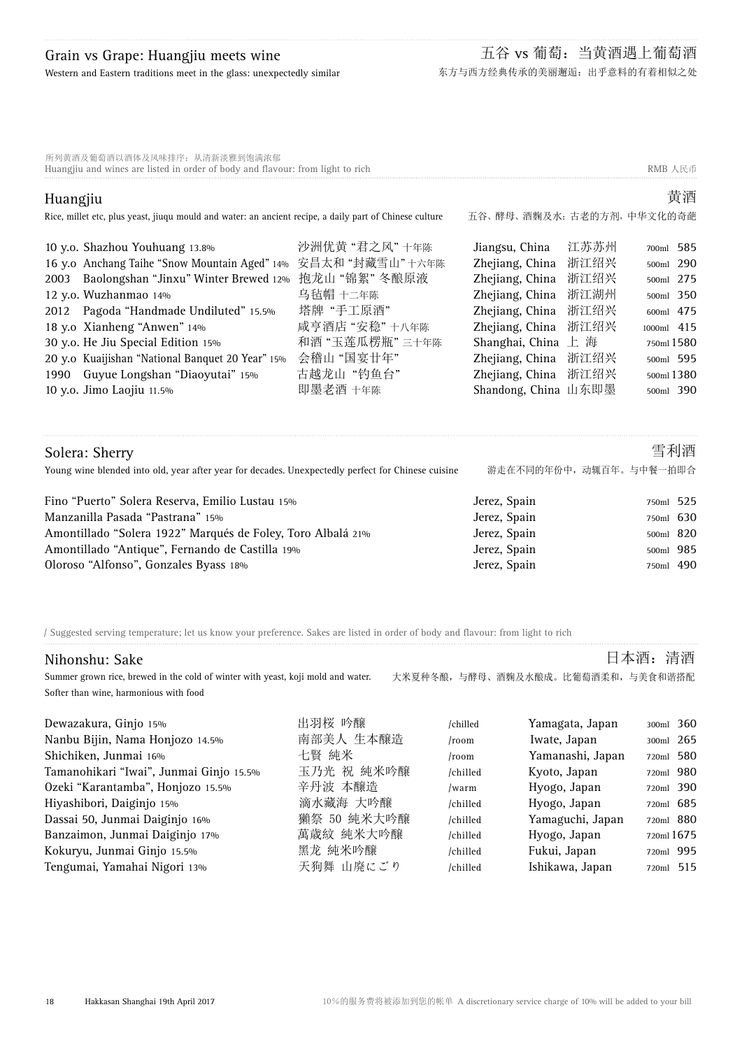## Grain vs Grape: Huangjiu meets wine

## 五谷 vs 葡萄：当黄酒遇上葡萄酒

Western and Eastern traditions meet in the glass: unexpectedly similar

东方与西方经典传承的美丽邂逅：出乎意料的有着相似之处

所列黄酒及葡萄酒以酒体及风味排序：从清新淡雅到饱满浓郁
Huangjiu and wines are listed in order of body and flavour: from light to rich

RMB 人民币

### Huangjiu 黄酒

Rice, millet etc, plus yeast, jiuqu mould and water: an ancient recipe, a daily part of Chinese culture

五谷、酵母、酒麴及水：古老的方剂，中华文化的奇葩

| | | | | | |
|---|---|---|---|---|---|
| 10 y.o. Shazhou Youhuang 13.8% | 沙洲优黄 "君之风" 十年陈 | Jiangsu, China | 江苏苏州 | 700ml | 585 |
| 16 y.o Anchang Taihe "Snow Mountain Aged" 14% | 安昌太和 "封藏雪山" 十六年陈 | Zhejiang, China | 浙江绍兴 | 500ml | 290 |
| 2003 Baolongshan "Jinxu" Winter Brewed 12% | 抱龙山 "锦絮" 冬酿原液 | Zhejiang, China | 浙江绍兴 | 500ml | 275 |
| 12 y.o. Wuzhanmao 14% | 乌毡帽 十二年陈 | Zhejiang, China | 浙江湖州 | 500ml | 350 |
| 2012 Pagoda "Handmade Undiluted" 15.5% | 塔牌 "手工原酒" | Zhejiang, China | 浙江绍兴 | 600ml | 475 |
| 18 y.o Xianheng "Anwen" 14% | 咸亨酒店 "安稳" 十八年陈 | Zhejiang, China | 浙江绍兴 | 1000ml | 415 |
| 30 y.o. He Jiu Special Edition 15% | 和酒 "玉莲瓜楞瓶" 三十年陈 | Shanghai, China | 上 海 | 750ml | 1580 |
| 20 y.o Kuaijishan "National Banquet 20 Year" 15% | 会稽山 "国宴廿年" | Zhejiang, China | 浙江绍兴 | 500ml | 595 |
| 1990 Guyue Longshan "Diaoyutai" 15% | 古越龙山 "钓鱼台" | Zhejiang, China | 浙江绍兴 | 500ml | 1380 |
| 10 y.o. Jimo Laojiu 11.5% | 即墨老酒 十年陈 | Shandong, China | 山东即墨 | 500ml | 390 |

### Solera: Sherry 雪利酒

Young wine blended into old, year after year for decades. Unexpectedly perfect for Chinese cuisine

游走在不同的年份中，动辄百年。与中餐一拍即合

| | | | |
|---|---|---|---|
| Fino "Puerto" Solera Reserva, Emilio Lustau 15% | Jerez, Spain | 750ml | 525 |
| Manzanilla Pasada "Pastrana" 15% | Jerez, Spain | 750ml | 630 |
| Amontillado "Solera 1922" Marqués de Foley, Toro Albalá 21% | Jerez, Spain | 500ml | 820 |
| Amontillado "Antique", Fernando de Castilla 19% | Jerez, Spain | 500ml | 985 |
| Oloroso "Alfonso", Gonzales Byass 18% | Jerez, Spain | 750ml | 490 |

/ Suggested serving temperature; let us know your preference. Sakes are listed in order of body and flavour: from light to rich

### Nihonshu: Sake 日本酒：清酒

Summer grown rice, brewed in the cold of winter with yeast, koji mold and water. Softer than wine, harmonious with food

大米夏种冬酿，与酵母、酒麴及水酿成。比葡萄酒柔和，与美食和谐搭配

| | | | | | |
|---|---|---|---|---|---|
| Dewazakura, Ginjo 15% | 出羽桜 吟醸 | /chilled | Yamagata, Japan | 300ml | 360 |
| Nanbu Bijin, Nama Honjozo 14.5% | 南部美人 生本醸造 | /room | Iwate, Japan | 300ml | 265 |
| Shichiken, Junmai 16% | 七賢 純米 | /room | Yamanashi, Japan | 720ml | 580 |
| Tamanohikari "Iwai", Junmai Ginjo 15.5% | 玉乃光 祝 純米吟醸 | /chilled | Kyoto, Japan | 720ml | 980 |
| Ozeki "Karantamba", Honjozo 15.5% | 辛丹波 本醸造 | /warm | Hyogo, Japan | 720ml | 390 |
| Hiyashibori, Daiginjo 15% | 滴水藏海 大吟醸 | /chilled | Hyogo, Japan | 720ml | 685 |
| Dassai 50, Junmai Daiginjo 16% | 獺祭 50 純米大吟醸 | /chilled | Yamaguchi, Japan | 720ml | 880 |
| Banzaimon, Junmai Daiginjo 17% | 萬歳紋 純米大吟醸 | /chilled | Hyogo, Japan | 720ml | 1675 |
| Kokuryu, Junmai Ginjo 15.5% | 黑龙 純米吟醸 | /chilled | Fukui, Japan | 720ml | 995 |
| Tengumai, Yamahai Nigori 13% | 天狗舞 山廃にごり | /chilled | Ishikawa, Japan | 720ml | 515 |

10%的服务费将被添加到您的帐单 A discretionary service charge of 10% will be added to your bill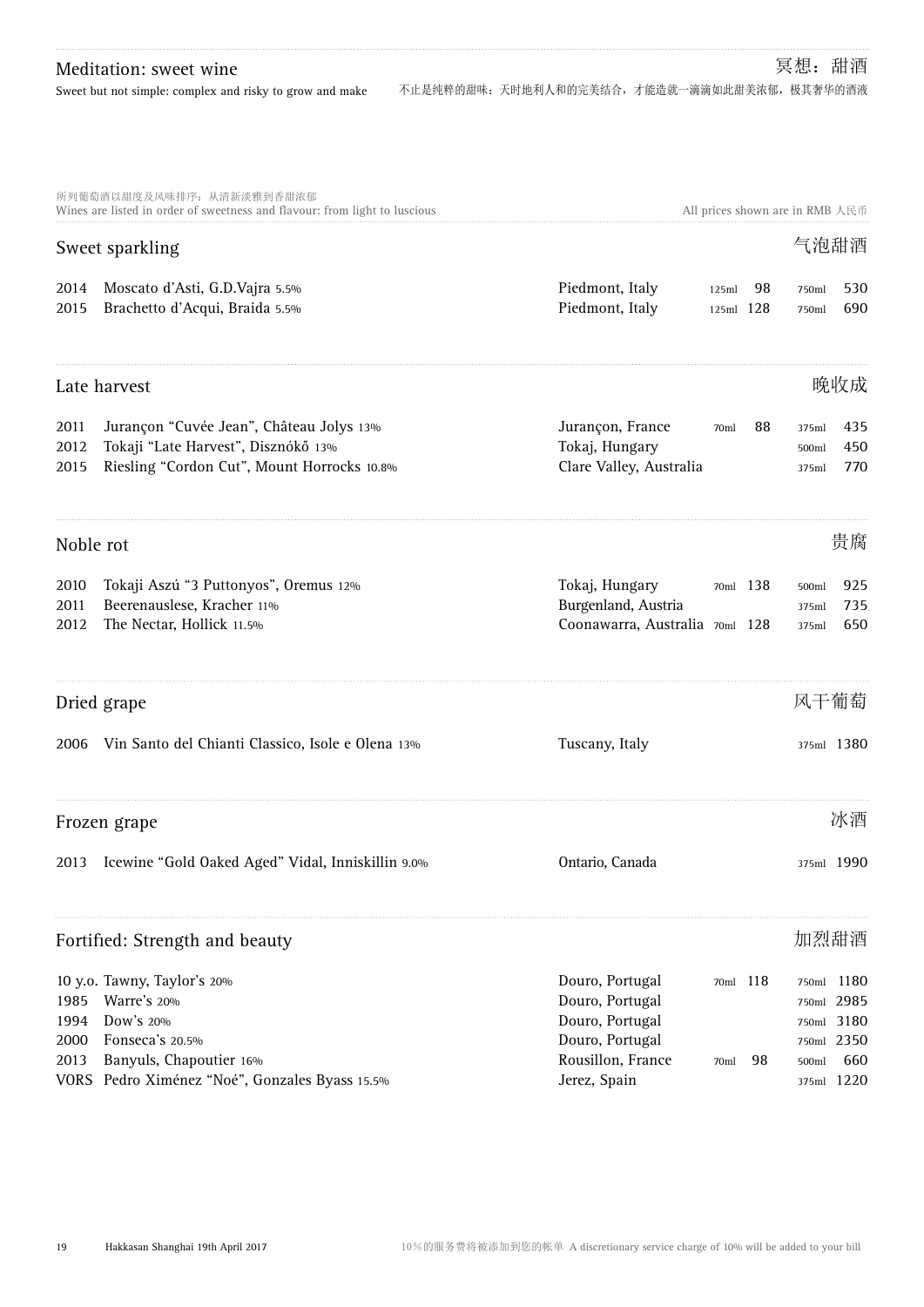## Meditation: sweet wine

## 冥想：甜酒

Sweet but not simple: complex and risky to grow and make

不止是纯粹的甜味：天时地利人和的完美结合，才能造就一滴滴如此甜美浓郁，极其奢华的酒液

所列葡萄酒以甜度及风味排序：从清新淡雅到香甜浓郁
Wines are listed in order of sweetness and flavour: from light to luscious

All prices shown are in RMB 人民币

### Sweet sparkling 气泡甜酒

| | | | | | | |
|---|---|---|---|---|---|---|
| 2014 | Moscato d'Asti, G.D.Vajra 5.5% | Piedmont, Italy | 125ml | 98 | 750ml | 530 |
| 2015 | Brachetto d'Acqui, Braida 5.5% | Piedmont, Italy | 125ml | 128 | 750ml | 690 |

### Late harvest 晚收成

| | | | | | | |
|---|---|---|---|---|---|---|
| 2011 | Jurançon "Cuvée Jean", Château Jolys 13% | Jurançon, France | 70ml | 88 | 375ml | 435 |
| 2012 | Tokaji "Late Harvest", Disznókő 13% | Tokaj, Hungary | | | 500ml | 450 |
| 2015 | Riesling "Cordon Cut", Mount Horrocks 10.8% | Clare Valley, Australia | | | 375ml | 770 |

### Noble rot 贵腐

| | | | | | | |
|---|---|---|---|---|---|---|
| 2010 | Tokaji Aszú "3 Puttonyos", Oremus 12% | Tokaj, Hungary | 70ml | 138 | 500ml | 925 |
| 2011 | Beerenauslese, Kracher 11% | Burgenland, Austria | | | 375ml | 735 |
| 2012 | The Nectar, Hollick 11.5% | Coonawarra, Australia | 70ml | 128 | 375ml | 650 |

### Dried grape 风干葡萄

| | | | | | | |
|---|---|---|---|---|---|---|
| 2006 | Vin Santo del Chianti Classico, Isole e Olena 13% | Tuscany, Italy | | | 375ml | 1380 |

### Frozen grape 冰酒

| | | | | | | |
|---|---|---|---|---|---|---|
| 2013 | Icewine "Gold Oaked Aged" Vidal, Inniskillin 9.0% | Ontario, Canada | | | 375ml | 1990 |

### Fortified: Strength and beauty 加烈甜酒

| | | | | | | |
|---|---|---|---|---|---|---|
| 10 y.o. | Tawny, Taylor's 20% | Douro, Portugal | 70ml | 118 | 750ml | 1180 |
| 1985 | Warre's 20% | Douro, Portugal | | | 750ml | 2985 |
| 1994 | Dow's 20% | Douro, Portugal | | | 750ml | 3180 |
| 2000 | Fonseca's 20.5% | Douro, Portugal | | | 750ml | 2350 |
| 2013 | Banyuls, Chapoutier 16% | Rousillon, France | 70ml | 98 | 500ml | 660 |
| VORS | Pedro Ximénez "Noé", Gonzales Byass 15.5% | Jerez, Spain | | | 375ml | 1220 |

10%的服务费将被添加到您的帐单 A discretionary service charge of 10% will be added to your bill